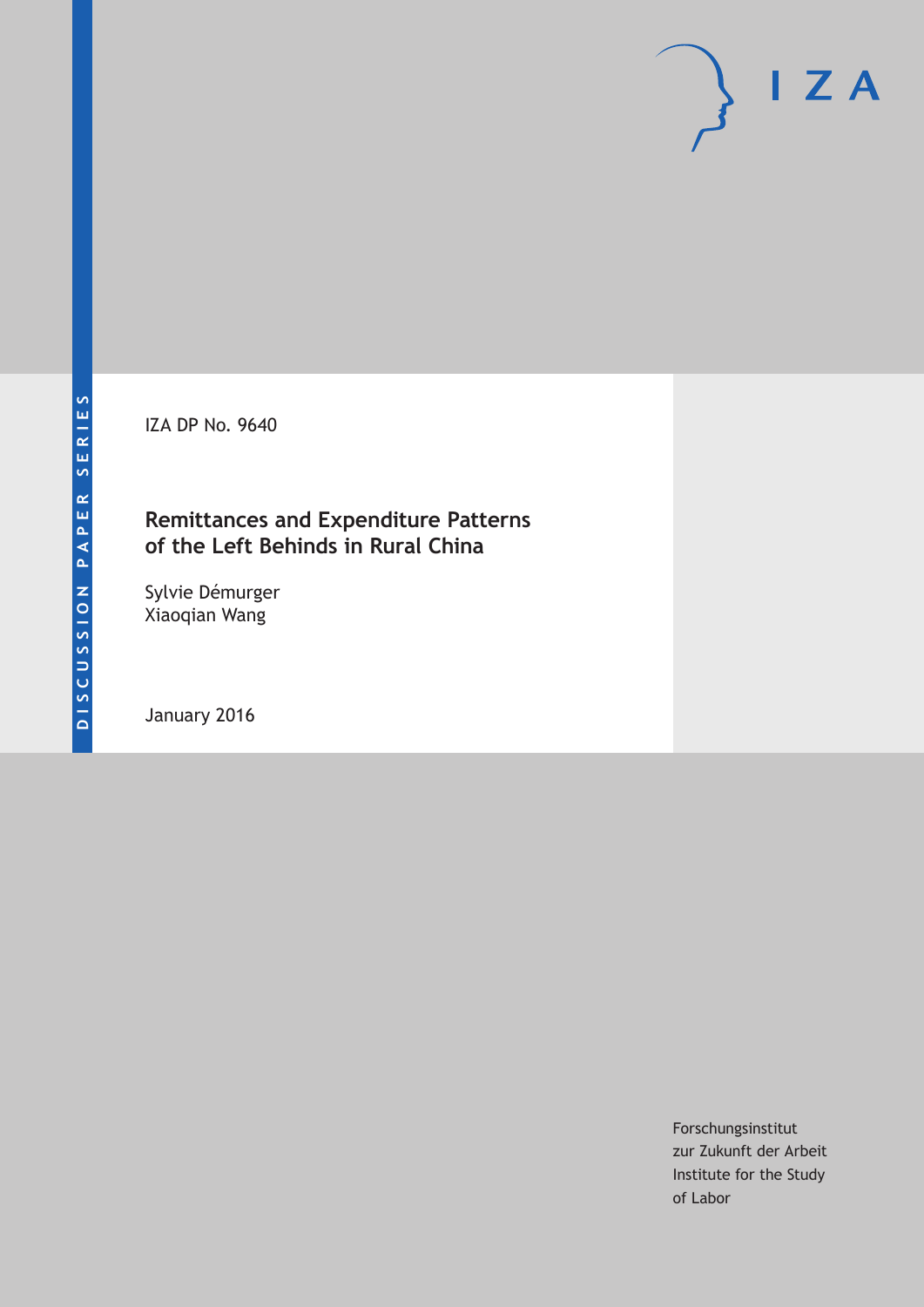DISCUSSION PAPER SERIES

IZA DP No. 9640

# Remittances and Expenditure Patterns of the Left Behinds in Rural China

Sylvie Démurger
Xiaoqian Wang

January 2016

Forschungsinstitut
zur Zukunft der Arbeit
Institute for the Study
of Labor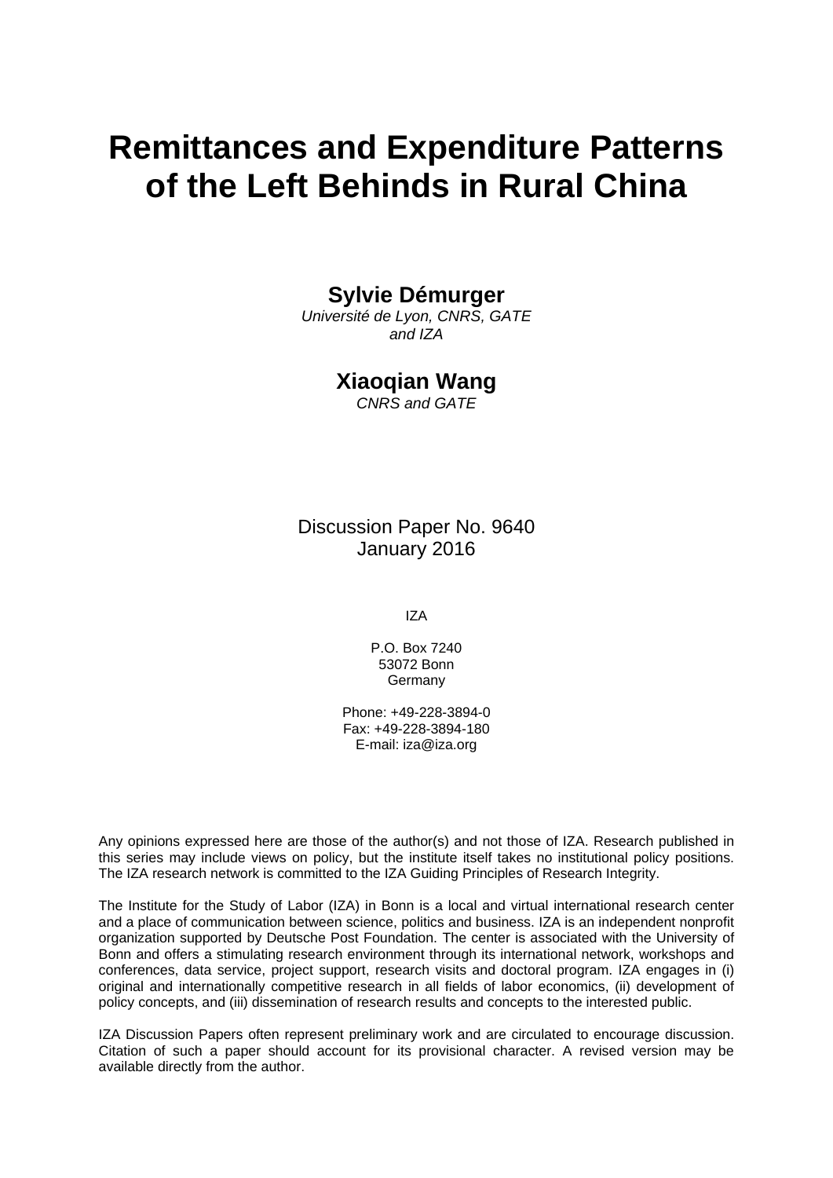# Remittances and Expenditure Patterns of the Left Behinds in Rural China

**Sylvie Démurger**

*Université de Lyon, CNRS, GATE and IZA*

**Xiaoqian Wang**

*CNRS and GATE*

Discussion Paper No. 9640
January 2016

IZA

P.O. Box 7240
53072 Bonn
Germany

Phone: +49-228-3894-0
Fax: +49-228-3894-180
E-mail: iza@iza.org

Any opinions expressed here are those of the author(s) and not those of IZA. Research published in this series may include views on policy, but the institute itself takes no institutional policy positions. The IZA research network is committed to the IZA Guiding Principles of Research Integrity.

The Institute for the Study of Labor (IZA) in Bonn is a local and virtual international research center and a place of communication between science, politics and business. IZA is an independent nonprofit organization supported by Deutsche Post Foundation. The center is associated with the University of Bonn and offers a stimulating research environment through its international network, workshops and conferences, data service, project support, research visits and doctoral program. IZA engages in (i) original and internationally competitive research in all fields of labor economics, (ii) development of policy concepts, and (iii) dissemination of research results and concepts to the interested public.

IZA Discussion Papers often represent preliminary work and are circulated to encourage discussion. Citation of such a paper should account for its provisional character. A revised version may be available directly from the author.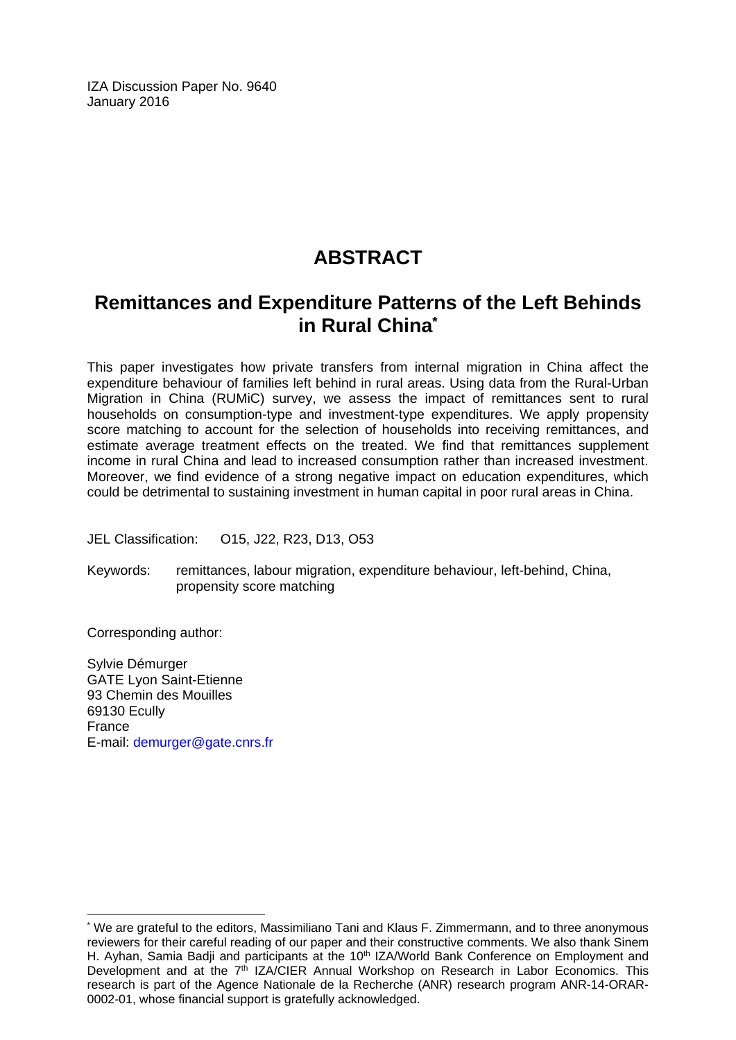IZA Discussion Paper No. 9640
January 2016

# ABSTRACT

## Remittances and Expenditure Patterns of the Left Behinds in Rural China*

This paper investigates how private transfers from internal migration in China affect the expenditure behaviour of families left behind in rural areas. Using data from the Rural-Urban Migration in China (RUMiC) survey, we assess the impact of remittances sent to rural households on consumption-type and investment-type expenditures. We apply propensity score matching to account for the selection of households into receiving remittances, and estimate average treatment effects on the treated. We find that remittances supplement income in rural China and lead to increased consumption rather than increased investment. Moreover, we find evidence of a strong negative impact on education expenditures, which could be detrimental to sustaining investment in human capital in poor rural areas in China.

JEL Classification: O15, J22, R23, D13, O53

Keywords: remittances, labour migration, expenditure behaviour, left-behind, China, propensity score matching

Corresponding author:

Sylvie Démurger
GATE Lyon Saint-Etienne
93 Chemin des Mouilles
69130 Ecully
France
E-mail: demurger@gate.cnrs.fr

---

* We are grateful to the editors, Massimiliano Tani and Klaus F. Zimmermann, and to three anonymous reviewers for their careful reading of our paper and their constructive comments. We also thank Sinem H. Ayhan, Samia Badji and participants at the 10th IZA/World Bank Conference on Employment and Development and at the 7th IZA/CIER Annual Workshop on Research in Labor Economics. This research is part of the Agence Nationale de la Recherche (ANR) research program ANR-14-ORAR-0002-01, whose financial support is gratefully acknowledged.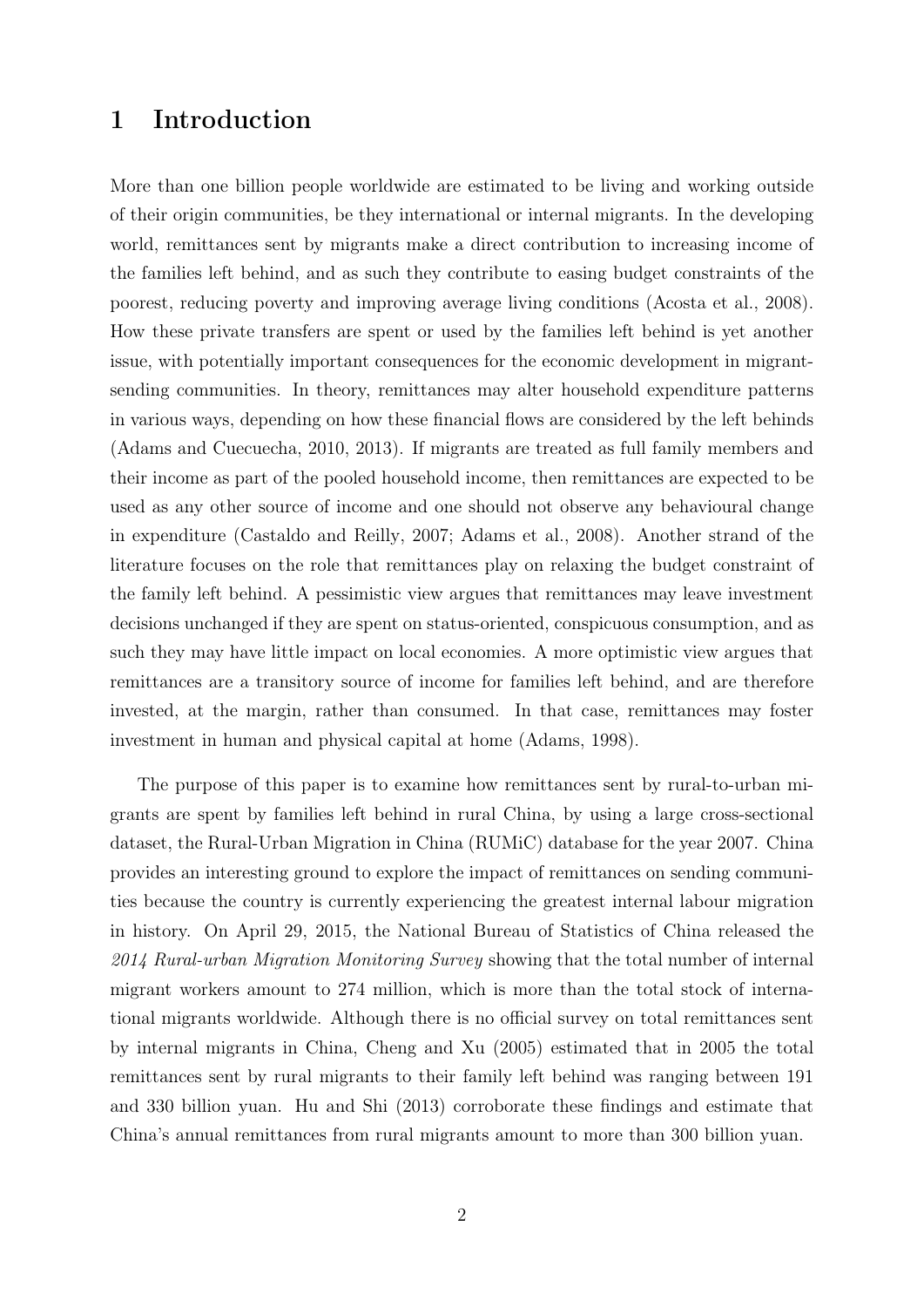# 1 Introduction

More than one billion people worldwide are estimated to be living and working outside of their origin communities, be they international or internal migrants. In the developing world, remittances sent by migrants make a direct contribution to increasing income of the families left behind, and as such they contribute to easing budget constraints of the poorest, reducing poverty and improving average living conditions (Acosta et al., 2008). How these private transfers are spent or used by the families left behind is yet another issue, with potentially important consequences for the economic development in migrant-sending communities. In theory, remittances may alter household expenditure patterns in various ways, depending on how these financial flows are considered by the left behinds (Adams and Cuecuecha, 2010, 2013). If migrants are treated as full family members and their income as part of the pooled household income, then remittances are expected to be used as any other source of income and one should not observe any behavioural change in expenditure (Castaldo and Reilly, 2007; Adams et al., 2008). Another strand of the literature focuses on the role that remittances play on relaxing the budget constraint of the family left behind. A pessimistic view argues that remittances may leave investment decisions unchanged if they are spent on status-oriented, conspicuous consumption, and as such they may have little impact on local economies. A more optimistic view argues that remittances are a transitory source of income for families left behind, and are therefore invested, at the margin, rather than consumed. In that case, remittances may foster investment in human and physical capital at home (Adams, 1998).

The purpose of this paper is to examine how remittances sent by rural-to-urban migrants are spent by families left behind in rural China, by using a large cross-sectional dataset, the Rural-Urban Migration in China (RUMiC) database for the year 2007. China provides an interesting ground to explore the impact of remittances on sending communities because the country is currently experiencing the greatest internal labour migration in history. On April 29, 2015, the National Bureau of Statistics of China released the *2014 Rural-urban Migration Monitoring Survey* showing that the total number of internal migrant workers amount to 274 million, which is more than the total stock of international migrants worldwide. Although there is no official survey on total remittances sent by internal migrants in China, Cheng and Xu (2005) estimated that in 2005 the total remittances sent by rural migrants to their family left behind was ranging between 191 and 330 billion yuan. Hu and Shi (2013) corroborate these findings and estimate that China's annual remittances from rural migrants amount to more than 300 billion yuan.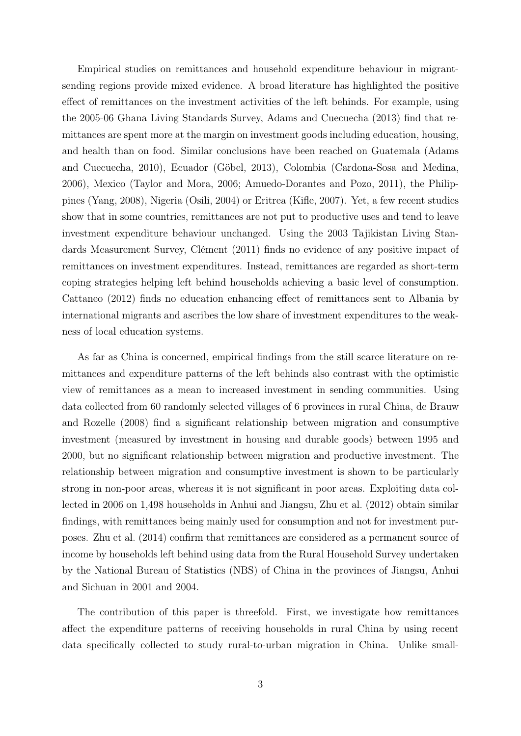Empirical studies on remittances and household expenditure behaviour in migrant-sending regions provide mixed evidence. A broad literature has highlighted the positive effect of remittances on the investment activities of the left behinds. For example, using the 2005-06 Ghana Living Standards Survey, Adams and Cuecuecha (2013) find that remittances are spent more at the margin on investment goods including education, housing, and health than on food. Similar conclusions have been reached on Guatemala (Adams and Cuecuecha, 2010), Ecuador (Göbel, 2013), Colombia (Cardona-Sosa and Medina, 2006), Mexico (Taylor and Mora, 2006; Amuedo-Dorantes and Pozo, 2011), the Philippines (Yang, 2008), Nigeria (Osili, 2004) or Eritrea (Kifle, 2007). Yet, a few recent studies show that in some countries, remittances are not put to productive uses and tend to leave investment expenditure behaviour unchanged. Using the 2003 Tajikistan Living Standards Measurement Survey, Clément (2011) finds no evidence of any positive impact of remittances on investment expenditures. Instead, remittances are regarded as short-term coping strategies helping left behind households achieving a basic level of consumption. Cattaneo (2012) finds no education enhancing effect of remittances sent to Albania by international migrants and ascribes the low share of investment expenditures to the weakness of local education systems.

As far as China is concerned, empirical findings from the still scarce literature on remittances and expenditure patterns of the left behinds also contrast with the optimistic view of remittances as a mean to increased investment in sending communities. Using data collected from 60 randomly selected villages of 6 provinces in rural China, de Brauw and Rozelle (2008) find a significant relationship between migration and consumptive investment (measured by investment in housing and durable goods) between 1995 and 2000, but no significant relationship between migration and productive investment. The relationship between migration and consumptive investment is shown to be particularly strong in non-poor areas, whereas it is not significant in poor areas. Exploiting data collected in 2006 on 1,498 households in Anhui and Jiangsu, Zhu et al. (2012) obtain similar findings, with remittances being mainly used for consumption and not for investment purposes. Zhu et al. (2014) confirm that remittances are considered as a permanent source of income by households left behind using data from the Rural Household Survey undertaken by the National Bureau of Statistics (NBS) of China in the provinces of Jiangsu, Anhui and Sichuan in 2001 and 2004.

The contribution of this paper is threefold. First, we investigate how remittances affect the expenditure patterns of receiving households in rural China by using recent data specifically collected to study rural-to-urban migration in China. Unlike small-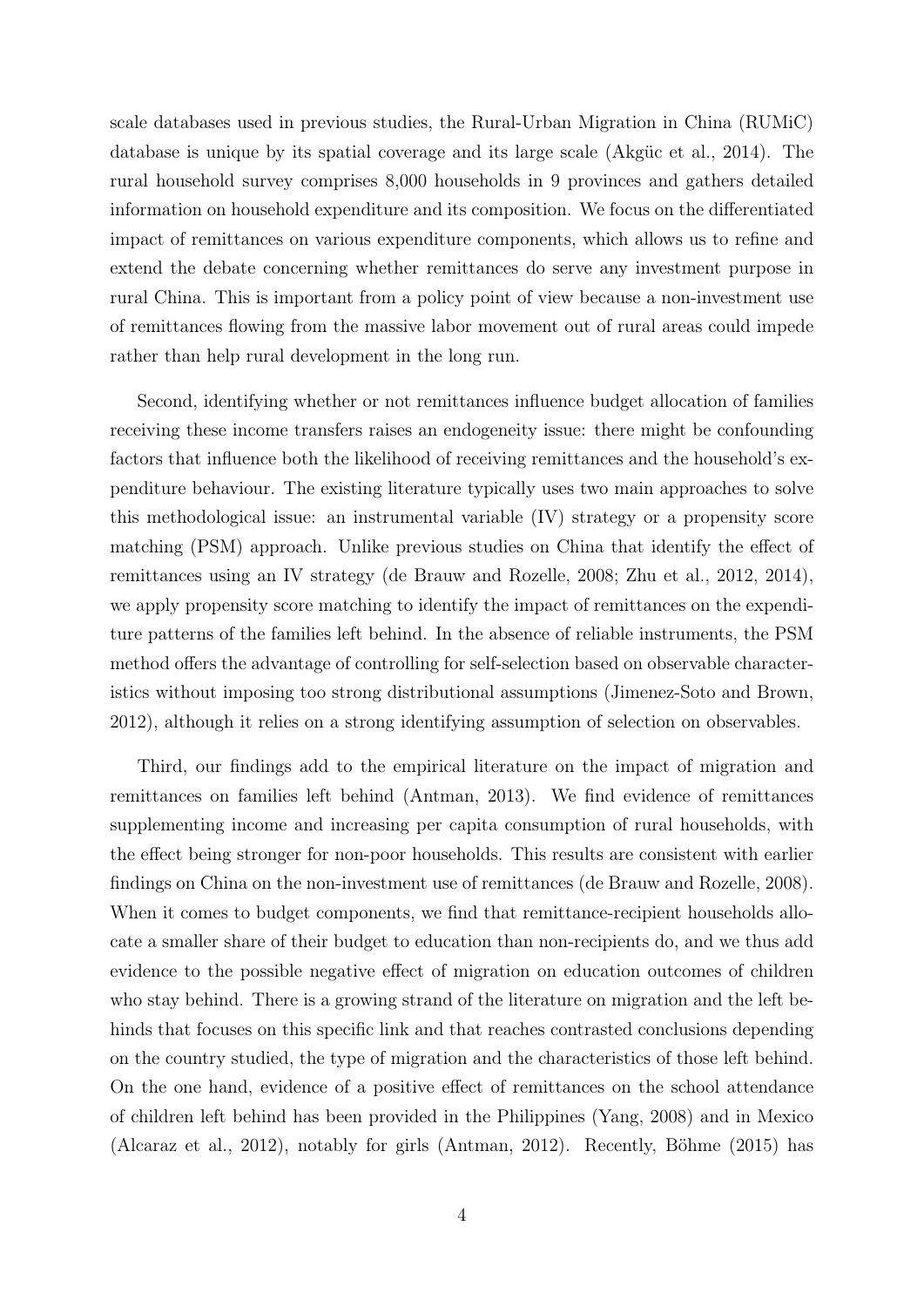scale databases used in previous studies, the Rural-Urban Migration in China (RUMiC) database is unique by its spatial coverage and its large scale (Akgüc et al., 2014). The rural household survey comprises 8,000 households in 9 provinces and gathers detailed information on household expenditure and its composition. We focus on the differentiated impact of remittances on various expenditure components, which allows us to refine and extend the debate concerning whether remittances do serve any investment purpose in rural China. This is important from a policy point of view because a non-investment use of remittances flowing from the massive labor movement out of rural areas could impede rather than help rural development in the long run.

Second, identifying whether or not remittances influence budget allocation of families receiving these income transfers raises an endogeneity issue: there might be confounding factors that influence both the likelihood of receiving remittances and the household's expenditure behaviour. The existing literature typically uses two main approaches to solve this methodological issue: an instrumental variable (IV) strategy or a propensity score matching (PSM) approach. Unlike previous studies on China that identify the effect of remittances using an IV strategy (de Brauw and Rozelle, 2008; Zhu et al., 2012, 2014), we apply propensity score matching to identify the impact of remittances on the expenditure patterns of the families left behind. In the absence of reliable instruments, the PSM method offers the advantage of controlling for self-selection based on observable characteristics without imposing too strong distributional assumptions (Jimenez-Soto and Brown, 2012), although it relies on a strong identifying assumption of selection on observables.

Third, our findings add to the empirical literature on the impact of migration and remittances on families left behind (Antman, 2013). We find evidence of remittances supplementing income and increasing per capita consumption of rural households, with the effect being stronger for non-poor households. This results are consistent with earlier findings on China on the non-investment use of remittances (de Brauw and Rozelle, 2008). When it comes to budget components, we find that remittance-recipient households allocate a smaller share of their budget to education than non-recipients do, and we thus add evidence to the possible negative effect of migration on education outcomes of children who stay behind. There is a growing strand of the literature on migration and the left behinds that focuses on this specific link and that reaches contrasted conclusions depending on the country studied, the type of migration and the characteristics of those left behind. On the one hand, evidence of a positive effect of remittances on the school attendance of children left behind has been provided in the Philippines (Yang, 2008) and in Mexico (Alcaraz et al., 2012), notably for girls (Antman, 2012). Recently, Böhme (2015) has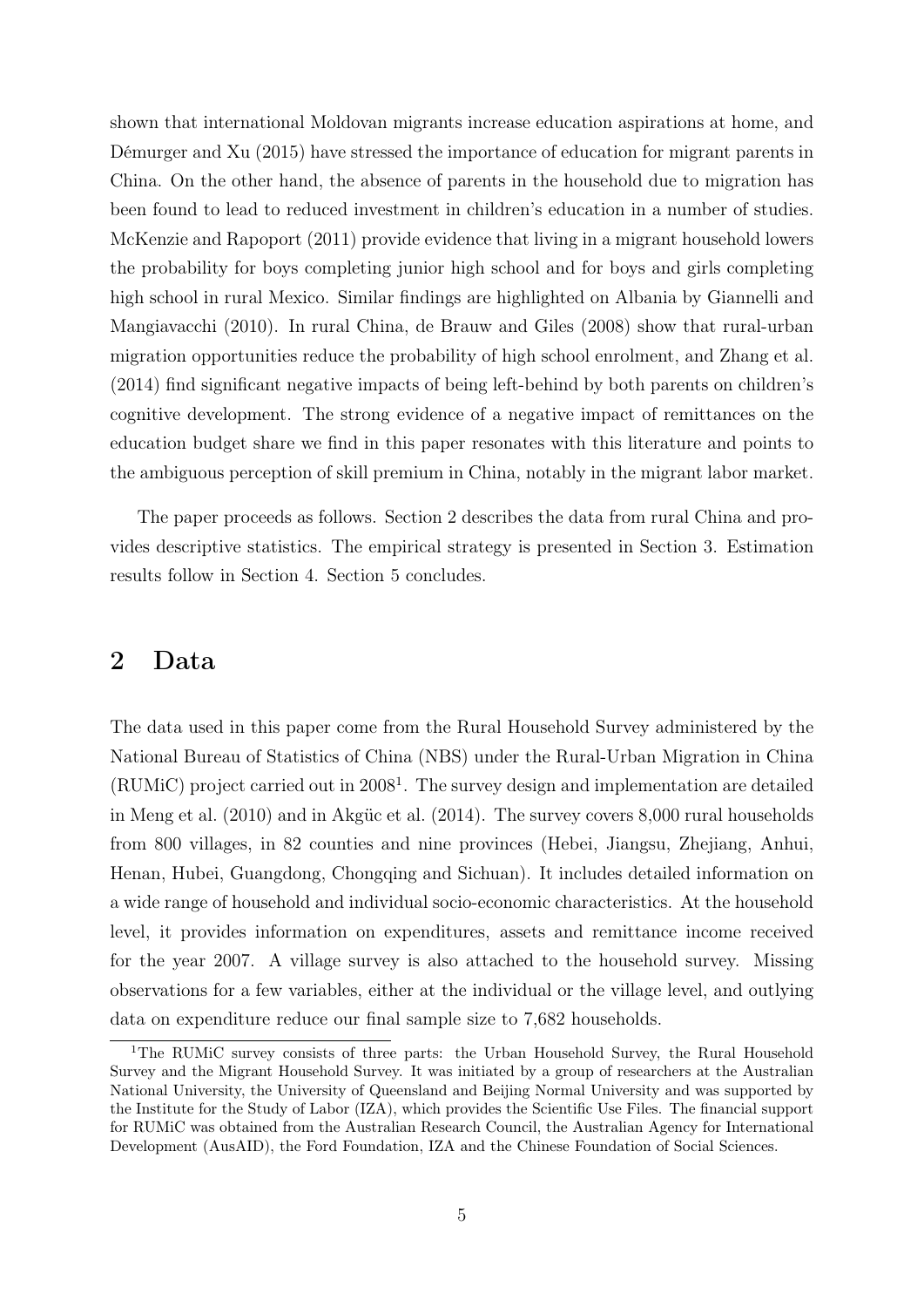shown that international Moldovan migrants increase education aspirations at home, and Démurger and Xu (2015) have stressed the importance of education for migrant parents in China. On the other hand, the absence of parents in the household due to migration has been found to lead to reduced investment in children's education in a number of studies. McKenzie and Rapoport (2011) provide evidence that living in a migrant household lowers the probability for boys completing junior high school and for boys and girls completing high school in rural Mexico. Similar findings are highlighted on Albania by Giannelli and Mangiavacchi (2010). In rural China, de Brauw and Giles (2008) show that rural-urban migration opportunities reduce the probability of high school enrolment, and Zhang et al. (2014) find significant negative impacts of being left-behind by both parents on children's cognitive development. The strong evidence of a negative impact of remittances on the education budget share we find in this paper resonates with this literature and points to the ambiguous perception of skill premium in China, notably in the migrant labor market.

The paper proceeds as follows. Section 2 describes the data from rural China and provides descriptive statistics. The empirical strategy is presented in Section 3. Estimation results follow in Section 4. Section 5 concludes.

## 2 Data

The data used in this paper come from the Rural Household Survey administered by the National Bureau of Statistics of China (NBS) under the Rural-Urban Migration in China (RUMiC) project carried out in 2008[1]. The survey design and implementation are detailed in Meng et al. (2010) and in Akgüc et al. (2014). The survey covers 8,000 rural households from 800 villages, in 82 counties and nine provinces (Hebei, Jiangsu, Zhejiang, Anhui, Henan, Hubei, Guangdong, Chongqing and Sichuan). It includes detailed information on a wide range of household and individual socio-economic characteristics. At the household level, it provides information on expenditures, assets and remittance income received for the year 2007. A village survey is also attached to the household survey. Missing observations for a few variables, either at the individual or the village level, and outlying data on expenditure reduce our final sample size to 7,682 households.

[1] The RUMiC survey consists of three parts: the Urban Household Survey, the Rural Household Survey and the Migrant Household Survey. It was initiated by a group of researchers at the Australian National University, the University of Queensland and Beijing Normal University and was supported by the Institute for the Study of Labor (IZA), which provides the Scientific Use Files. The financial support for RUMiC was obtained from the Australian Research Council, the Australian Agency for International Development (AusAID), the Ford Foundation, IZA and the Chinese Foundation of Social Sciences.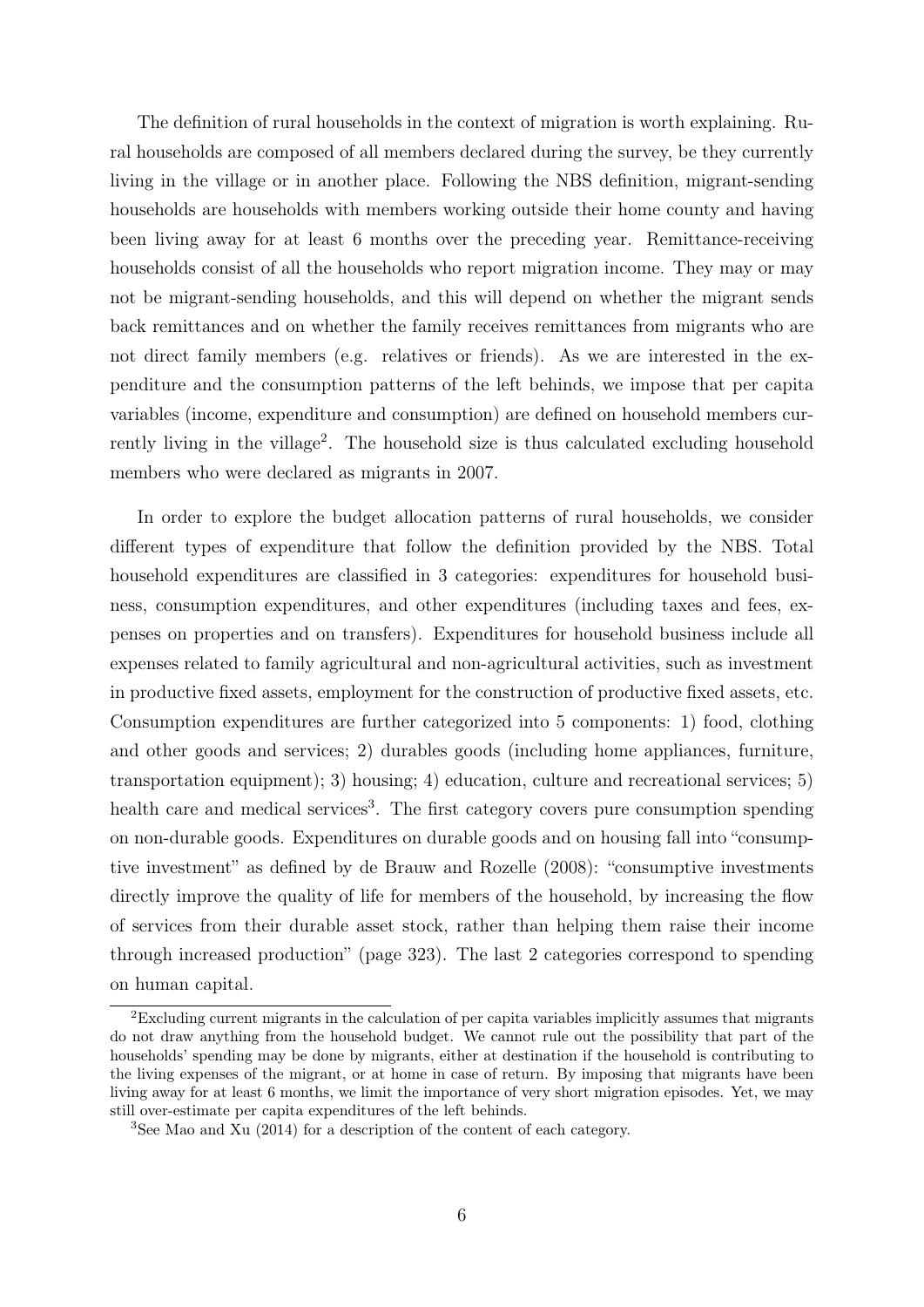The definition of rural households in the context of migration is worth explaining. Rural households are composed of all members declared during the survey, be they currently living in the village or in another place. Following the NBS definition, migrant-sending households are households with members working outside their home county and having been living away for at least 6 months over the preceding year. Remittance-receiving households consist of all the households who report migration income. They may or may not be migrant-sending households, and this will depend on whether the migrant sends back remittances and on whether the family receives remittances from migrants who are not direct family members (e.g. relatives or friends). As we are interested in the expenditure and the consumption patterns of the left behinds, we impose that per capita variables (income, expenditure and consumption) are defined on household members currently living in the village[2]. The household size is thus calculated excluding household members who were declared as migrants in 2007.

In order to explore the budget allocation patterns of rural households, we consider different types of expenditure that follow the definition provided by the NBS. Total household expenditures are classified in 3 categories: expenditures for household business, consumption expenditures, and other expenditures (including taxes and fees, expenses on properties and on transfers). Expenditures for household business include all expenses related to family agricultural and non-agricultural activities, such as investment in productive fixed assets, employment for the construction of productive fixed assets, etc. Consumption expenditures are further categorized into 5 components: 1) food, clothing and other goods and services; 2) durables goods (including home appliances, furniture, transportation equipment); 3) housing; 4) education, culture and recreational services; 5) health care and medical services[3]. The first category covers pure consumption spending on non-durable goods. Expenditures on durable goods and on housing fall into "consumptive investment" as defined by de Brauw and Rozelle (2008): "consumptive investments directly improve the quality of life for members of the household, by increasing the flow of services from their durable asset stock, rather than helping them raise their income through increased production" (page 323). The last 2 categories correspond to spending on human capital.

[2] Excluding current migrants in the calculation of per capita variables implicitly assumes that migrants do not draw anything from the household budget. We cannot rule out the possibility that part of the households' spending may be done by migrants, either at destination if the household is contributing to the living expenses of the migrant, or at home in case of return. By imposing that migrants have been living away for at least 6 months, we limit the importance of very short migration episodes. Yet, we may still over-estimate per capita expenditures of the left behinds.

[3] See Mao and Xu (2014) for a description of the content of each category.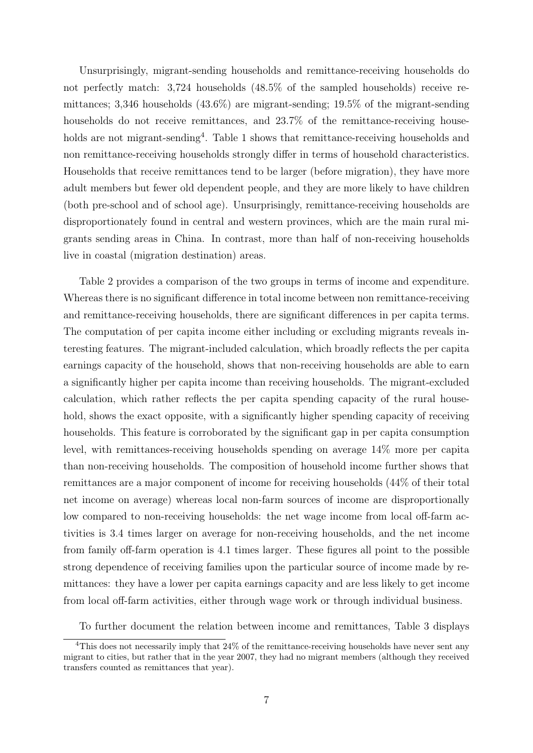Unsurprisingly, migrant-sending households and remittance-receiving households do not perfectly match: 3,724 households (48.5% of the sampled households) receive remittances; 3,346 households (43.6%) are migrant-sending; 19.5% of the migrant-sending households do not receive remittances, and 23.7% of the remittance-receiving households are not migrant-sending[4]. Table 1 shows that remittance-receiving households and non remittance-receiving households strongly differ in terms of household characteristics. Households that receive remittances tend to be larger (before migration), they have more adult members but fewer old dependent people, and they are more likely to have children (both pre-school and of school age). Unsurprisingly, remittance-receiving households are disproportionately found in central and western provinces, which are the main rural migrants sending areas in China. In contrast, more than half of non-receiving households live in coastal (migration destination) areas.

Table 2 provides a comparison of the two groups in terms of income and expenditure. Whereas there is no significant difference in total income between non remittance-receiving and remittance-receiving households, there are significant differences in per capita terms. The computation of per capita income either including or excluding migrants reveals interesting features. The migrant-included calculation, which broadly reflects the per capita earnings capacity of the household, shows that non-receiving households are able to earn a significantly higher per capita income than receiving households. The migrant-excluded calculation, which rather reflects the per capita spending capacity of the rural household, shows the exact opposite, with a significantly higher spending capacity of receiving households. This feature is corroborated by the significant gap in per capita consumption level, with remittances-receiving households spending on average 14% more per capita than non-receiving households. The composition of household income further shows that remittances are a major component of income for receiving households (44% of their total net income on average) whereas local non-farm sources of income are disproportionally low compared to non-receiving households: the net wage income from local off-farm activities is 3.4 times larger on average for non-receiving households, and the net income from family off-farm operation is 4.1 times larger. These figures all point to the possible strong dependence of receiving families upon the particular source of income made by remittances: they have a lower per capita earnings capacity and are less likely to get income from local off-farm activities, either through wage work or through individual business.

To further document the relation between income and remittances, Table 3 displays

[4]This does not necessarily imply that 24% of the remittance-receiving households have never sent any migrant to cities, but rather that in the year 2007, they had no migrant members (although they received transfers counted as remittances that year).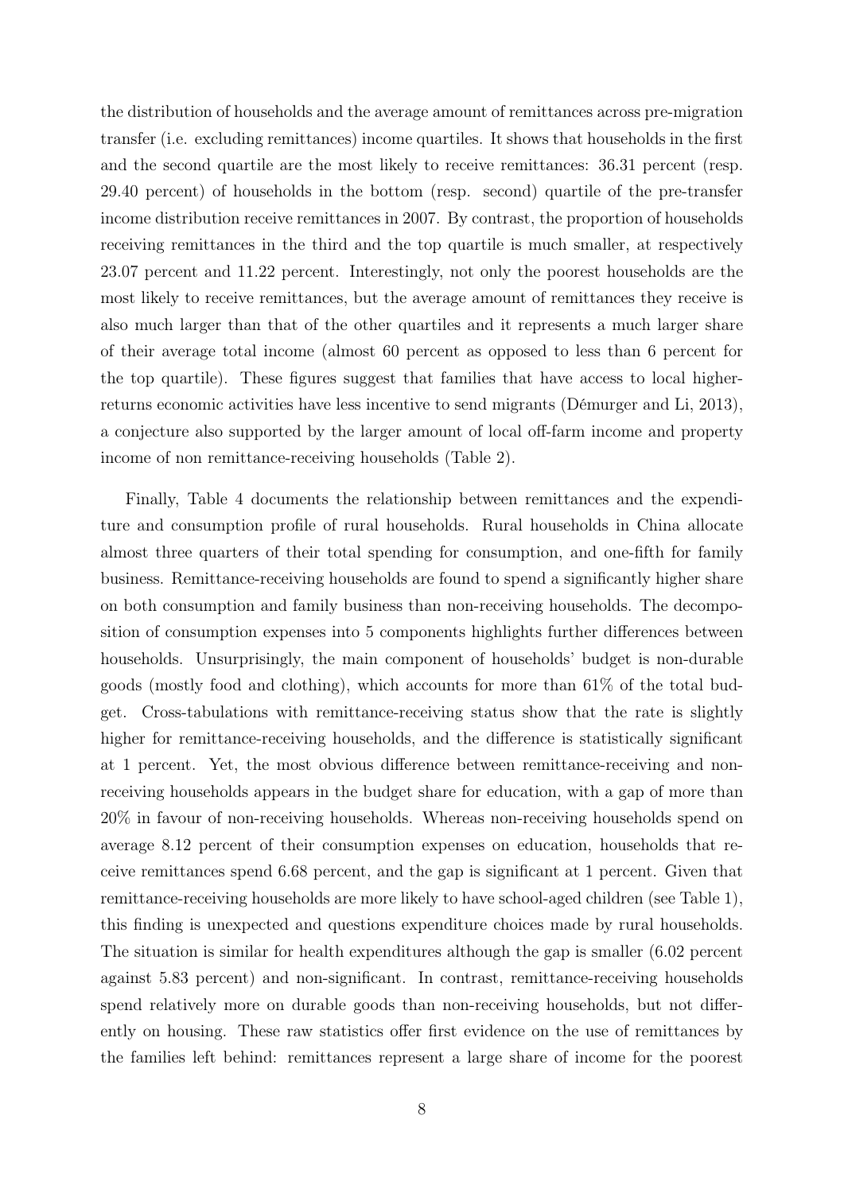the distribution of households and the average amount of remittances across pre-migration transfer (i.e. excluding remittances) income quartiles. It shows that households in the first and the second quartile are the most likely to receive remittances: 36.31 percent (resp. 29.40 percent) of households in the bottom (resp. second) quartile of the pre-transfer income distribution receive remittances in 2007. By contrast, the proportion of households receiving remittances in the third and the top quartile is much smaller, at respectively 23.07 percent and 11.22 percent. Interestingly, not only the poorest households are the most likely to receive remittances, but the average amount of remittances they receive is also much larger than that of the other quartiles and it represents a much larger share of their average total income (almost 60 percent as opposed to less than 6 percent for the top quartile). These figures suggest that families that have access to local higher-returns economic activities have less incentive to send migrants (Démurger and Li, 2013), a conjecture also supported by the larger amount of local off-farm income and property income of non remittance-receiving households (Table 2).

Finally, Table 4 documents the relationship between remittances and the expenditure and consumption profile of rural households. Rural households in China allocate almost three quarters of their total spending for consumption, and one-fifth for family business. Remittance-receiving households are found to spend a significantly higher share on both consumption and family business than non-receiving households. The decomposition of consumption expenses into 5 components highlights further differences between households. Unsurprisingly, the main component of households' budget is non-durable goods (mostly food and clothing), which accounts for more than 61% of the total budget. Cross-tabulations with remittance-receiving status show that the rate is slightly higher for remittance-receiving households, and the difference is statistically significant at 1 percent. Yet, the most obvious difference between remittance-receiving and non-receiving households appears in the budget share for education, with a gap of more than 20% in favour of non-receiving households. Whereas non-receiving households spend on average 8.12 percent of their consumption expenses on education, households that receive remittances spend 6.68 percent, and the gap is significant at 1 percent. Given that remittance-receiving households are more likely to have school-aged children (see Table 1), this finding is unexpected and questions expenditure choices made by rural households. The situation is similar for health expenditures although the gap is smaller (6.02 percent against 5.83 percent) and non-significant. In contrast, remittance-receiving households spend relatively more on durable goods than non-receiving households, but not differently on housing. These raw statistics offer first evidence on the use of remittances by the families left behind: remittances represent a large share of income for the poorest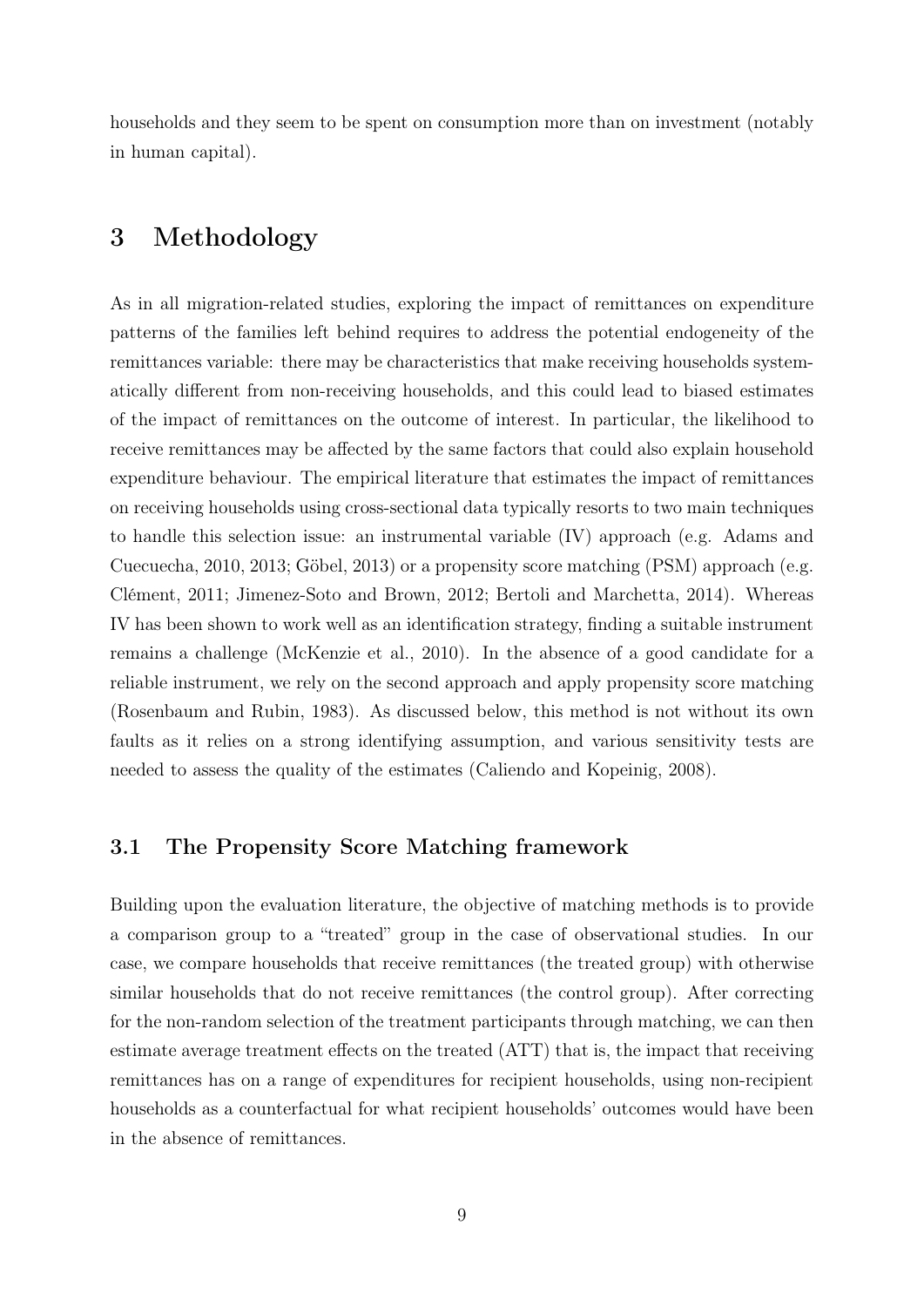households and they seem to be spent on consumption more than on investment (notably in human capital).

# 3 Methodology

As in all migration-related studies, exploring the impact of remittances on expenditure patterns of the families left behind requires to address the potential endogeneity of the remittances variable: there may be characteristics that make receiving households systematically different from non-receiving households, and this could lead to biased estimates of the impact of remittances on the outcome of interest. In particular, the likelihood to receive remittances may be affected by the same factors that could also explain household expenditure behaviour. The empirical literature that estimates the impact of remittances on receiving households using cross-sectional data typically resorts to two main techniques to handle this selection issue: an instrumental variable (IV) approach (e.g. Adams and Cuecuecha, 2010, 2013; Göbel, 2013) or a propensity score matching (PSM) approach (e.g. Clément, 2011; Jimenez-Soto and Brown, 2012; Bertoli and Marchetta, 2014). Whereas IV has been shown to work well as an identification strategy, finding a suitable instrument remains a challenge (McKenzie et al., 2010). In the absence of a good candidate for a reliable instrument, we rely on the second approach and apply propensity score matching (Rosenbaum and Rubin, 1983). As discussed below, this method is not without its own faults as it relies on a strong identifying assumption, and various sensitivity tests are needed to assess the quality of the estimates (Caliendo and Kopeinig, 2008).

## 3.1 The Propensity Score Matching framework

Building upon the evaluation literature, the objective of matching methods is to provide a comparison group to a "treated" group in the case of observational studies. In our case, we compare households that receive remittances (the treated group) with otherwise similar households that do not receive remittances (the control group). After correcting for the non-random selection of the treatment participants through matching, we can then estimate average treatment effects on the treated (ATT) that is, the impact that receiving remittances has on a range of expenditures for recipient households, using non-recipient households as a counterfactual for what recipient households' outcomes would have been in the absence of remittances.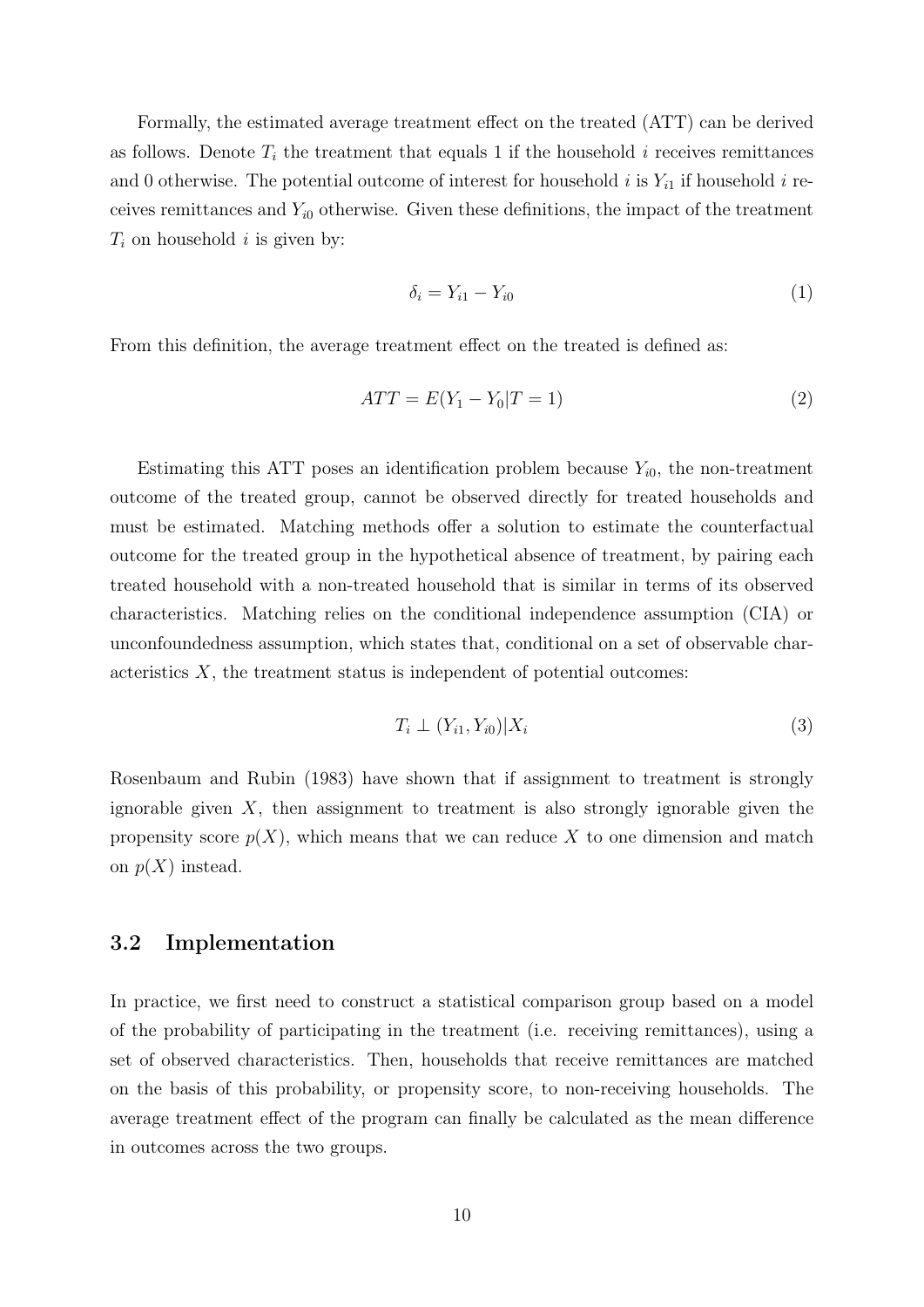Formally, the estimated average treatment effect on the treated (ATT) can be derived as follows. Denote $T_i$ the treatment that equals 1 if the household $i$ receives remittances and 0 otherwise. The potential outcome of interest for household $i$ is $Y_{i1}$ if household $i$ receives remittances and $Y_{i0}$ otherwise. Given these definitions, the impact of the treatment $T_i$ on household $i$ is given by:

$$\delta_i = Y_{i1} - Y_{i0} \tag{1}$$

From this definition, the average treatment effect on the treated is defined as:

$$ATT = E(Y_1 - Y_0 | T = 1) \tag{2}$$

Estimating this ATT poses an identification problem because $Y_{i0}$, the non-treatment outcome of the treated group, cannot be observed directly for treated households and must be estimated. Matching methods offer a solution to estimate the counterfactual outcome for the treated group in the hypothetical absence of treatment, by pairing each treated household with a non-treated household that is similar in terms of its observed characteristics. Matching relies on the conditional independence assumption (CIA) or unconfoundedness assumption, which states that, conditional on a set of observable characteristics $X$, the treatment status is independent of potential outcomes:

$$T_i \perp (Y_{i1}, Y_{i0}) | X_i \tag{3}$$

Rosenbaum and Rubin (1983) have shown that if assignment to treatment is strongly ignorable given $X$, then assignment to treatment is also strongly ignorable given the propensity score $p(X)$, which means that we can reduce $X$ to one dimension and match on $p(X)$ instead.

## 3.2 Implementation

In practice, we first need to construct a statistical comparison group based on a model of the probability of participating in the treatment (i.e. receiving remittances), using a set of observed characteristics. Then, households that receive remittances are matched on the basis of this probability, or propensity score, to non-receiving households. The average treatment effect of the program can finally be calculated as the mean difference in outcomes across the two groups.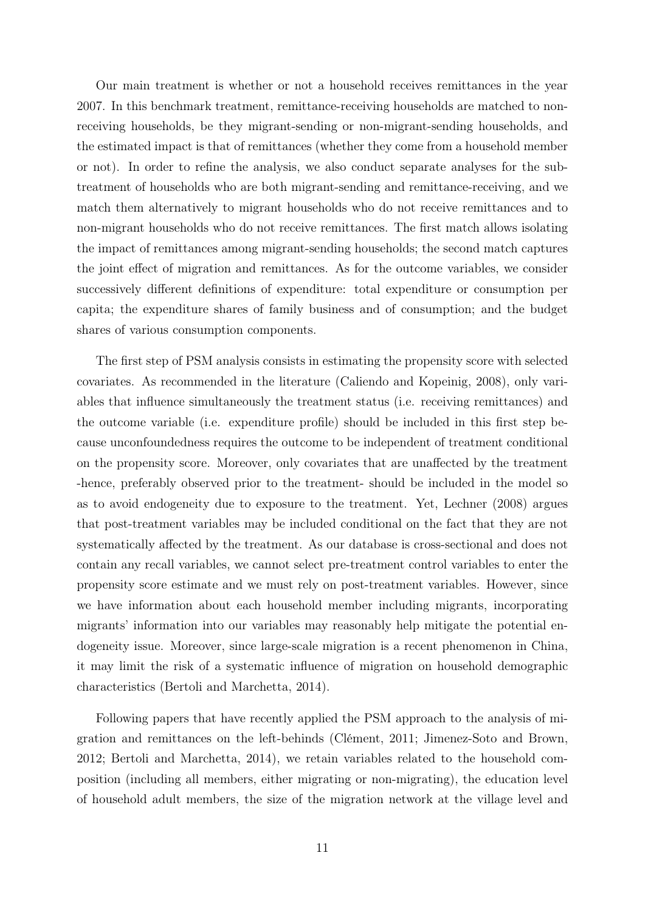Our main treatment is whether or not a household receives remittances in the year 2007. In this benchmark treatment, remittance-receiving households are matched to non-receiving households, be they migrant-sending or non-migrant-sending households, and the estimated impact is that of remittances (whether they come from a household member or not). In order to refine the analysis, we also conduct separate analyses for the sub-treatment of households who are both migrant-sending and remittance-receiving, and we match them alternatively to migrant households who do not receive remittances and to non-migrant households who do not receive remittances. The first match allows isolating the impact of remittances among migrant-sending households; the second match captures the joint effect of migration and remittances. As for the outcome variables, we consider successively different definitions of expenditure: total expenditure or consumption per capita; the expenditure shares of family business and of consumption; and the budget shares of various consumption components.

The first step of PSM analysis consists in estimating the propensity score with selected covariates. As recommended in the literature (Caliendo and Kopeinig, 2008), only variables that influence simultaneously the treatment status (i.e. receiving remittances) and the outcome variable (i.e. expenditure profile) should be included in this first step because unconfoundedness requires the outcome to be independent of treatment conditional on the propensity score. Moreover, only covariates that are unaffected by the treatment -hence, preferably observed prior to the treatment- should be included in the model so as to avoid endogeneity due to exposure to the treatment. Yet, Lechner (2008) argues that post-treatment variables may be included conditional on the fact that they are not systematically affected by the treatment. As our database is cross-sectional and does not contain any recall variables, we cannot select pre-treatment control variables to enter the propensity score estimate and we must rely on post-treatment variables. However, since we have information about each household member including migrants, incorporating migrants' information into our variables may reasonably help mitigate the potential endogeneity issue. Moreover, since large-scale migration is a recent phenomenon in China, it may limit the risk of a systematic influence of migration on household demographic characteristics (Bertoli and Marchetta, 2014).

Following papers that have recently applied the PSM approach to the analysis of migration and remittances on the left-behinds (Clément, 2011; Jimenez-Soto and Brown, 2012; Bertoli and Marchetta, 2014), we retain variables related to the household composition (including all members, either migrating or non-migrating), the education level of household adult members, the size of the migration network at the village level and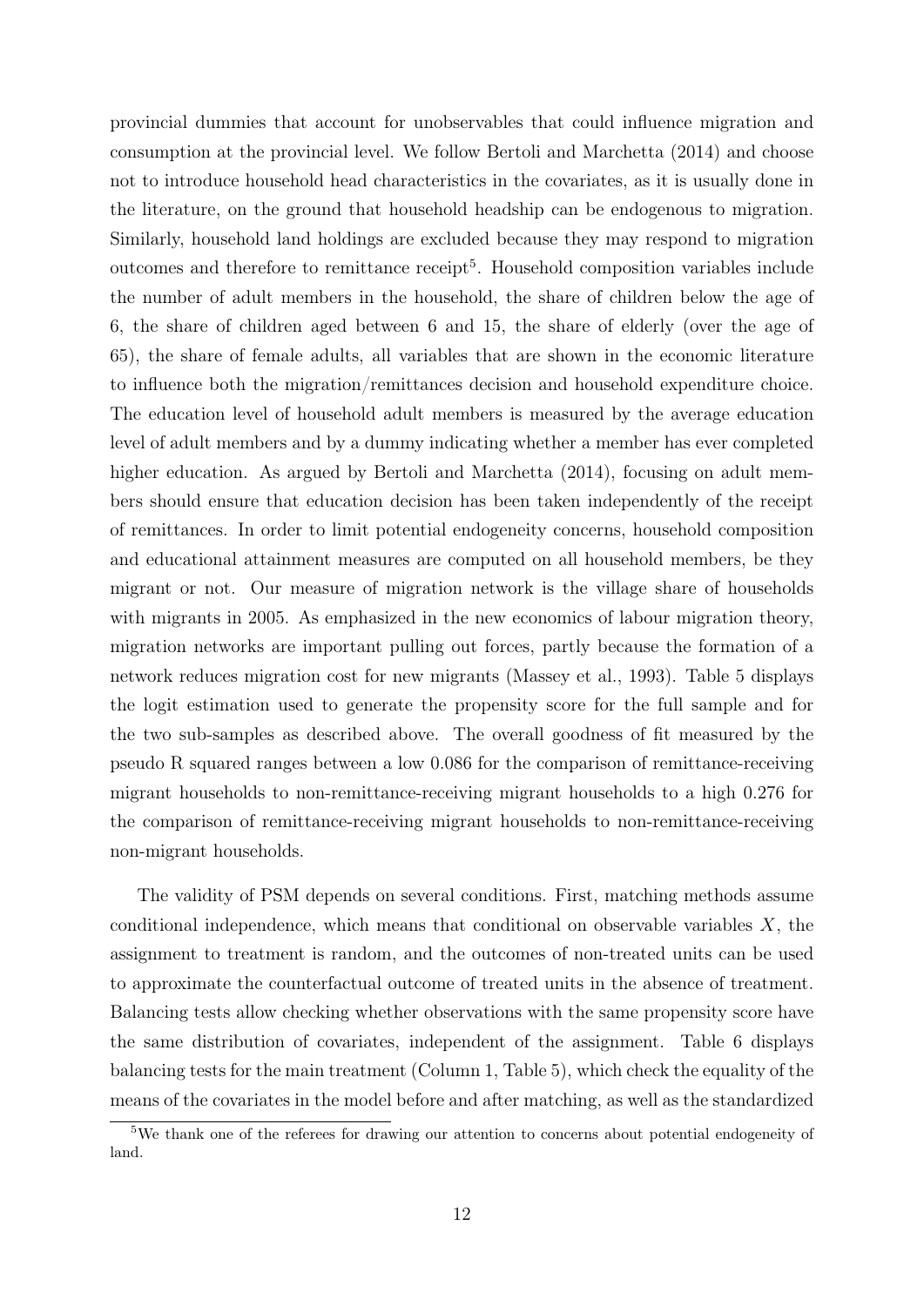provincial dummies that account for unobservables that could influence migration and consumption at the provincial level. We follow Bertoli and Marchetta (2014) and choose not to introduce household head characteristics in the covariates, as it is usually done in the literature, on the ground that household headship can be endogenous to migration. Similarly, household land holdings are excluded because they may respond to migration outcomes and therefore to remittance receipt[5]. Household composition variables include the number of adult members in the household, the share of children below the age of 6, the share of children aged between 6 and 15, the share of elderly (over the age of 65), the share of female adults, all variables that are shown in the economic literature to influence both the migration/remittances decision and household expenditure choice. The education level of household adult members is measured by the average education level of adult members and by a dummy indicating whether a member has ever completed higher education. As argued by Bertoli and Marchetta (2014), focusing on adult members should ensure that education decision has been taken independently of the receipt of remittances. In order to limit potential endogeneity concerns, household composition and educational attainment measures are computed on all household members, be they migrant or not. Our measure of migration network is the village share of households with migrants in 2005. As emphasized in the new economics of labour migration theory, migration networks are important pulling out forces, partly because the formation of a network reduces migration cost for new migrants (Massey et al., 1993). Table 5 displays the logit estimation used to generate the propensity score for the full sample and for the two sub-samples as described above. The overall goodness of fit measured by the pseudo R squared ranges between a low 0.086 for the comparison of remittance-receiving migrant households to non-remittance-receiving migrant households to a high 0.276 for the comparison of remittance-receiving migrant households to non-remittance-receiving non-migrant households.

The validity of PSM depends on several conditions. First, matching methods assume conditional independence, which means that conditional on observable variables $X$, the assignment to treatment is random, and the outcomes of non-treated units can be used to approximate the counterfactual outcome of treated units in the absence of treatment. Balancing tests allow checking whether observations with the same propensity score have the same distribution of covariates, independent of the assignment. Table 6 displays balancing tests for the main treatment (Column 1, Table 5), which check the equality of the means of the covariates in the model before and after matching, as well as the standardized

[5] We thank one of the referees for drawing our attention to concerns about potential endogeneity of land.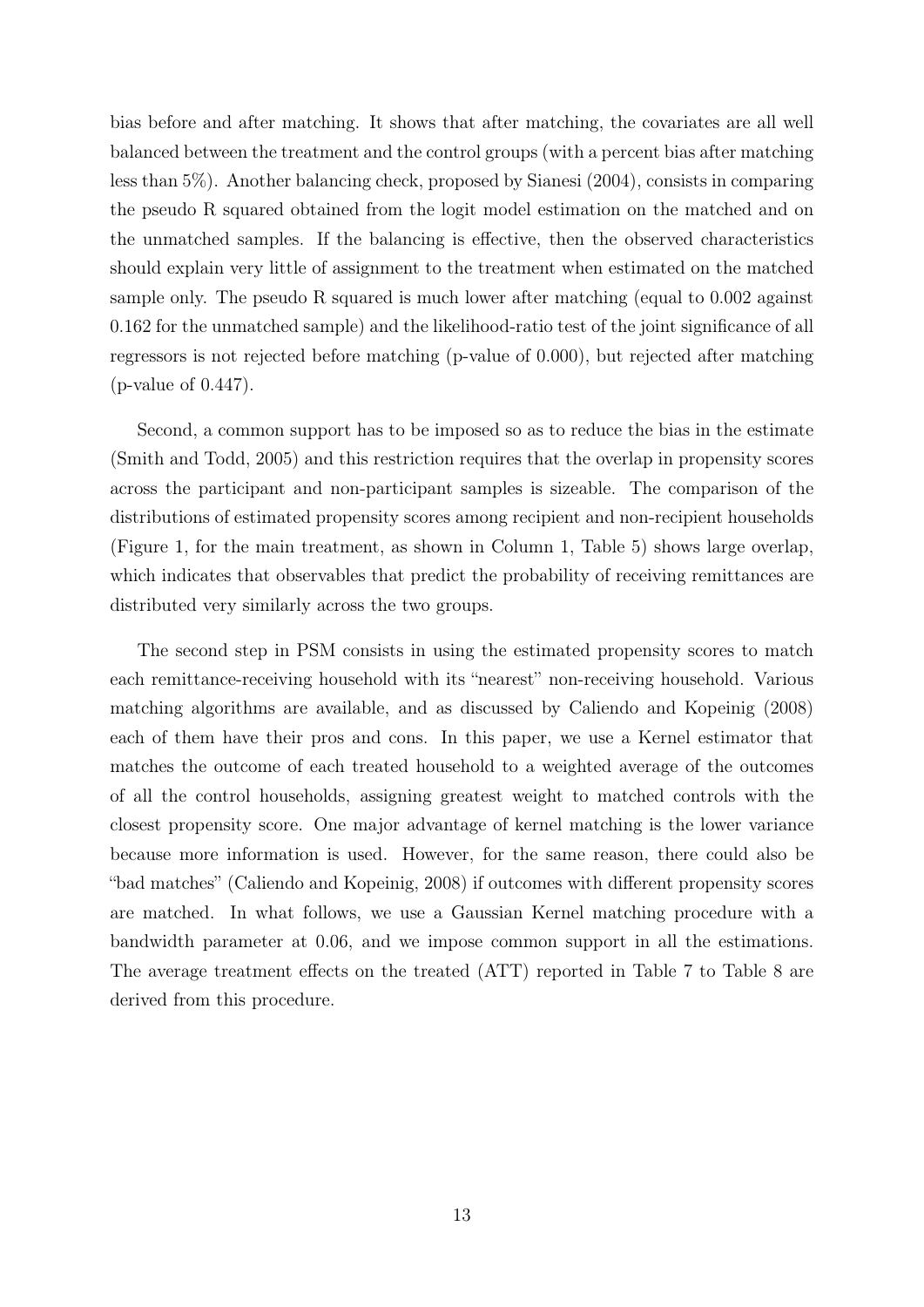bias before and after matching. It shows that after matching, the covariates are all well balanced between the treatment and the control groups (with a percent bias after matching less than 5%). Another balancing check, proposed by Sianesi (2004), consists in comparing the pseudo R squared obtained from the logit model estimation on the matched and on the unmatched samples. If the balancing is effective, then the observed characteristics should explain very little of assignment to the treatment when estimated on the matched sample only. The pseudo R squared is much lower after matching (equal to 0.002 against 0.162 for the unmatched sample) and the likelihood-ratio test of the joint significance of all regressors is not rejected before matching (p-value of 0.000), but rejected after matching (p-value of 0.447).

Second, a common support has to be imposed so as to reduce the bias in the estimate (Smith and Todd, 2005) and this restriction requires that the overlap in propensity scores across the participant and non-participant samples is sizeable. The comparison of the distributions of estimated propensity scores among recipient and non-recipient households (Figure 1, for the main treatment, as shown in Column 1, Table 5) shows large overlap, which indicates that observables that predict the probability of receiving remittances are distributed very similarly across the two groups.

The second step in PSM consists in using the estimated propensity scores to match each remittance-receiving household with its "nearest" non-receiving household. Various matching algorithms are available, and as discussed by Caliendo and Kopeinig (2008) each of them have their pros and cons. In this paper, we use a Kernel estimator that matches the outcome of each treated household to a weighted average of the outcomes of all the control households, assigning greatest weight to matched controls with the closest propensity score. One major advantage of kernel matching is the lower variance because more information is used. However, for the same reason, there could also be "bad matches" (Caliendo and Kopeinig, 2008) if outcomes with different propensity scores are matched. In what follows, we use a Gaussian Kernel matching procedure with a bandwidth parameter at 0.06, and we impose common support in all the estimations. The average treatment effects on the treated (ATT) reported in Table 7 to Table 8 are derived from this procedure.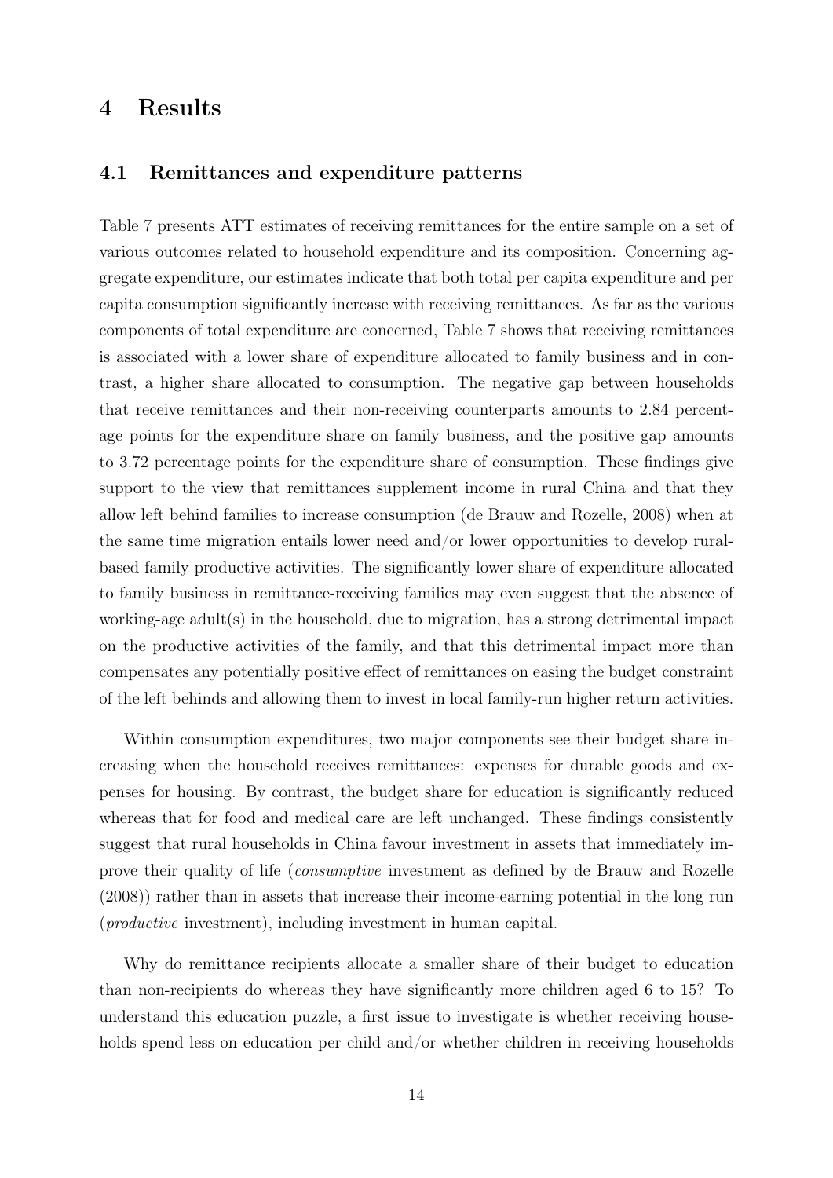# 4 Results

## 4.1 Remittances and expenditure patterns

Table 7 presents ATT estimates of receiving remittances for the entire sample on a set of various outcomes related to household expenditure and its composition. Concerning aggregate expenditure, our estimates indicate that both total per capita expenditure and per capita consumption significantly increase with receiving remittances. As far as the various components of total expenditure are concerned, Table 7 shows that receiving remittances is associated with a lower share of expenditure allocated to family business and in contrast, a higher share allocated to consumption. The negative gap between households that receive remittances and their non-receiving counterparts amounts to 2.84 percentage points for the expenditure share on family business, and the positive gap amounts to 3.72 percentage points for the expenditure share of consumption. These findings give support to the view that remittances supplement income in rural China and that they allow left behind families to increase consumption (de Brauw and Rozelle, 2008) when at the same time migration entails lower need and/or lower opportunities to develop rural-based family productive activities. The significantly lower share of expenditure allocated to family business in remittance-receiving families may even suggest that the absence of working-age adult(s) in the household, due to migration, has a strong detrimental impact on the productive activities of the family, and that this detrimental impact more than compensates any potentially positive effect of remittances on easing the budget constraint of the left behinds and allowing them to invest in local family-run higher return activities.

Within consumption expenditures, two major components see their budget share increasing when the household receives remittances: expenses for durable goods and expenses for housing. By contrast, the budget share for education is significantly reduced whereas that for food and medical care are left unchanged. These findings consistently suggest that rural households in China favour investment in assets that immediately improve their quality of life (*consumptive* investment as defined by de Brauw and Rozelle (2008)) rather than in assets that increase their income-earning potential in the long run (*productive* investment), including investment in human capital.

Why do remittance recipients allocate a smaller share of their budget to education than non-recipients do whereas they have significantly more children aged 6 to 15? To understand this education puzzle, a first issue to investigate is whether receiving households spend less on education per child and/or whether children in receiving households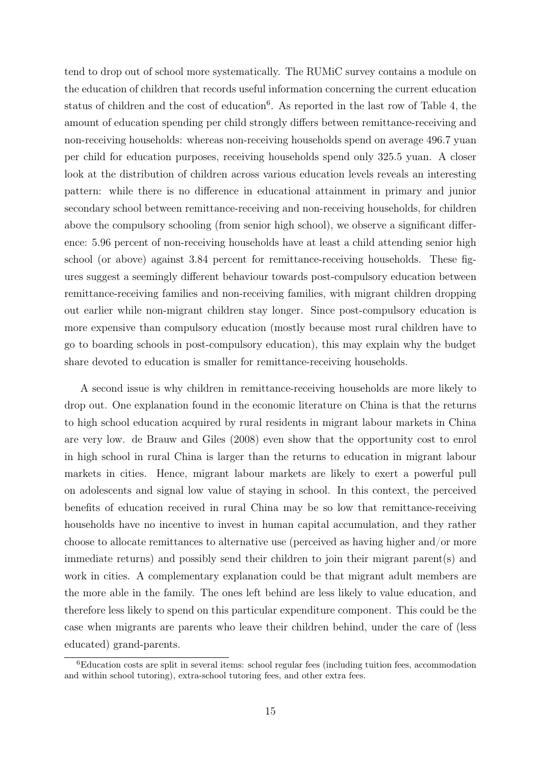tend to drop out of school more systematically. The RUMiC survey contains a module on the education of children that records useful information concerning the current education status of children and the cost of education[6]. As reported in the last row of Table 4, the amount of education spending per child strongly differs between remittance-receiving and non-receiving households: whereas non-receiving households spend on average 496.7 yuan per child for education purposes, receiving households spend only 325.5 yuan. A closer look at the distribution of children across various education levels reveals an interesting pattern: while there is no difference in educational attainment in primary and junior secondary school between remittance-receiving and non-receiving households, for children above the compulsory schooling (from senior high school), we observe a significant difference: 5.96 percent of non-receiving households have at least a child attending senior high school (or above) against 3.84 percent for remittance-receiving households. These figures suggest a seemingly different behaviour towards post-compulsory education between remittance-receiving families and non-receiving families, with migrant children dropping out earlier while non-migrant children stay longer. Since post-compulsory education is more expensive than compulsory education (mostly because most rural children have to go to boarding schools in post-compulsory education), this may explain why the budget share devoted to education is smaller for remittance-receiving households.

A second issue is why children in remittance-receiving households are more likely to drop out. One explanation found in the economic literature on China is that the returns to high school education acquired by rural residents in migrant labour markets in China are very low. de Brauw and Giles (2008) even show that the opportunity cost to enrol in high school in rural China is larger than the returns to education in migrant labour markets in cities. Hence, migrant labour markets are likely to exert a powerful pull on adolescents and signal low value of staying in school. In this context, the perceived benefits of education received in rural China may be so low that remittance-receiving households have no incentive to invest in human capital accumulation, and they rather choose to allocate remittances to alternative use (perceived as having higher and/or more immediate returns) and possibly send their children to join their migrant parent(s) and work in cities. A complementary explanation could be that migrant adult members are the more able in the family. The ones left behind are less likely to value education, and therefore less likely to spend on this particular expenditure component. This could be the case when migrants are parents who leave their children behind, under the care of (less educated) grand-parents.

[6] Education costs are split in several items: school regular fees (including tuition fees, accommodation and within school tutoring), extra-school tutoring fees, and other extra fees.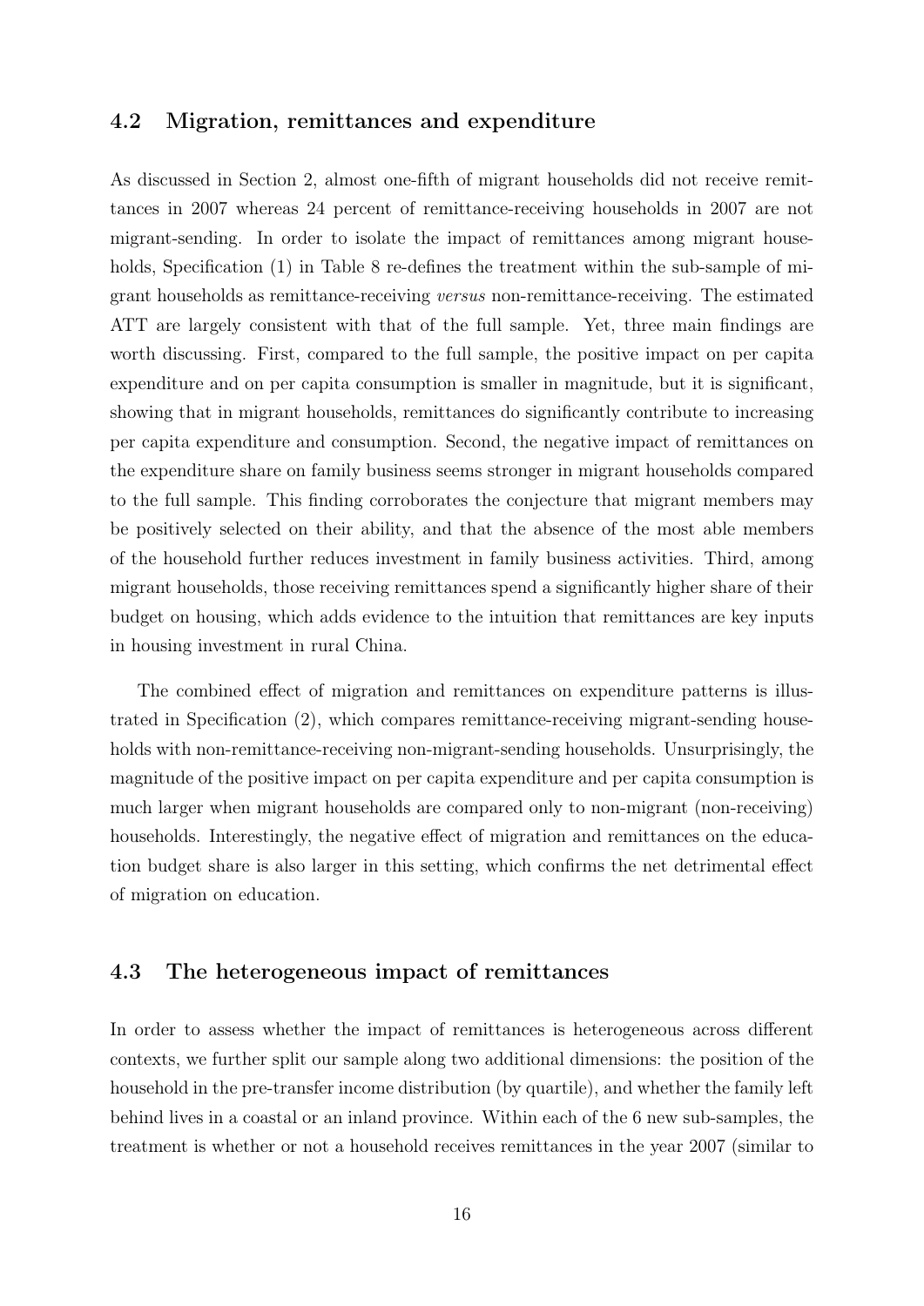## 4.2 Migration, remittances and expenditure

As discussed in Section 2, almost one-fifth of migrant households did not receive remittances in 2007 whereas 24 percent of remittance-receiving households in 2007 are not migrant-sending. In order to isolate the impact of remittances among migrant households, Specification (1) in Table 8 re-defines the treatment within the sub-sample of migrant households as remittance-receiving *versus* non-remittance-receiving. The estimated ATT are largely consistent with that of the full sample. Yet, three main findings are worth discussing. First, compared to the full sample, the positive impact on per capita expenditure and on per capita consumption is smaller in magnitude, but it is significant, showing that in migrant households, remittances do significantly contribute to increasing per capita expenditure and consumption. Second, the negative impact of remittances on the expenditure share on family business seems stronger in migrant households compared to the full sample. This finding corroborates the conjecture that migrant members may be positively selected on their ability, and that the absence of the most able members of the household further reduces investment in family business activities. Third, among migrant households, those receiving remittances spend a significantly higher share of their budget on housing, which adds evidence to the intuition that remittances are key inputs in housing investment in rural China.

The combined effect of migration and remittances on expenditure patterns is illustrated in Specification (2), which compares remittance-receiving migrant-sending households with non-remittance-receiving non-migrant-sending households. Unsurprisingly, the magnitude of the positive impact on per capita expenditure and per capita consumption is much larger when migrant households are compared only to non-migrant (non-receiving) households. Interestingly, the negative effect of migration and remittances on the education budget share is also larger in this setting, which confirms the net detrimental effect of migration on education.

## 4.3 The heterogeneous impact of remittances

In order to assess whether the impact of remittances is heterogeneous across different contexts, we further split our sample along two additional dimensions: the position of the household in the pre-transfer income distribution (by quartile), and whether the family left behind lives in a coastal or an inland province. Within each of the 6 new sub-samples, the treatment is whether or not a household receives remittances in the year 2007 (similar to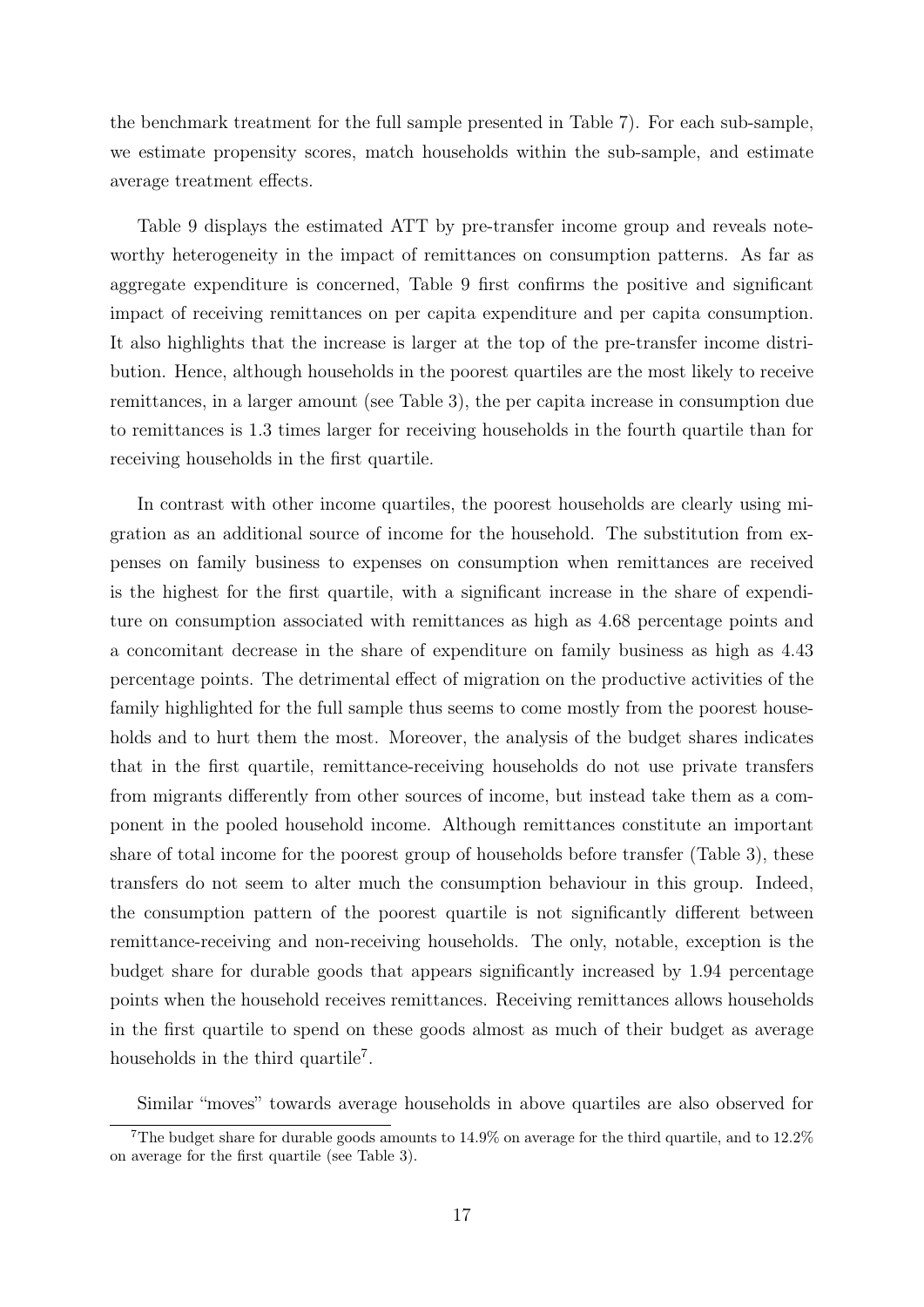the benchmark treatment for the full sample presented in Table 7). For each sub-sample, we estimate propensity scores, match households within the sub-sample, and estimate average treatment effects.

Table 9 displays the estimated ATT by pre-transfer income group and reveals noteworthy heterogeneity in the impact of remittances on consumption patterns. As far as aggregate expenditure is concerned, Table 9 first confirms the positive and significant impact of receiving remittances on per capita expenditure and per capita consumption. It also highlights that the increase is larger at the top of the pre-transfer income distribution. Hence, although households in the poorest quartiles are the most likely to receive remittances, in a larger amount (see Table 3), the per capita increase in consumption due to remittances is 1.3 times larger for receiving households in the fourth quartile than for receiving households in the first quartile.

In contrast with other income quartiles, the poorest households are clearly using migration as an additional source of income for the household. The substitution from expenses on family business to expenses on consumption when remittances are received is the highest for the first quartile, with a significant increase in the share of expenditure on consumption associated with remittances as high as 4.68 percentage points and a concomitant decrease in the share of expenditure on family business as high as 4.43 percentage points. The detrimental effect of migration on the productive activities of the family highlighted for the full sample thus seems to come mostly from the poorest households and to hurt them the most. Moreover, the analysis of the budget shares indicates that in the first quartile, remittance-receiving households do not use private transfers from migrants differently from other sources of income, but instead take them as a component in the pooled household income. Although remittances constitute an important share of total income for the poorest group of households before transfer (Table 3), these transfers do not seem to alter much the consumption behaviour in this group. Indeed, the consumption pattern of the poorest quartile is not significantly different between remittance-receiving and non-receiving households. The only, notable, exception is the budget share for durable goods that appears significantly increased by 1.94 percentage points when the household receives remittances. Receiving remittances allows households in the first quartile to spend on these goods almost as much of their budget as average households in the third quartile[7].

Similar "moves" towards average households in above quartiles are also observed for

[7] The budget share for durable goods amounts to 14.9% on average for the third quartile, and to 12.2% on average for the first quartile (see Table 3).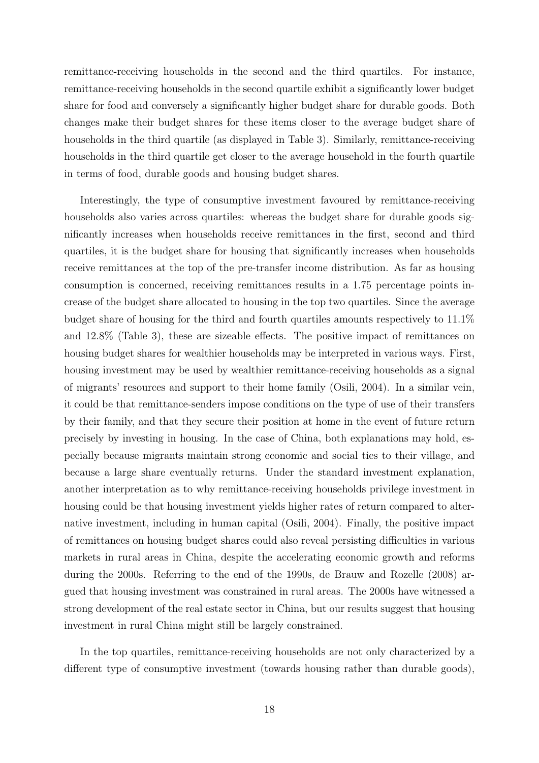remittance-receiving households in the second and the third quartiles. For instance, remittance-receiving households in the second quartile exhibit a significantly lower budget share for food and conversely a significantly higher budget share for durable goods. Both changes make their budget shares for these items closer to the average budget share of households in the third quartile (as displayed in Table 3). Similarly, remittance-receiving households in the third quartile get closer to the average household in the fourth quartile in terms of food, durable goods and housing budget shares.

Interestingly, the type of consumptive investment favoured by remittance-receiving households also varies across quartiles: whereas the budget share for durable goods significantly increases when households receive remittances in the first, second and third quartiles, it is the budget share for housing that significantly increases when households receive remittances at the top of the pre-transfer income distribution. As far as housing consumption is concerned, receiving remittances results in a 1.75 percentage points increase of the budget share allocated to housing in the top two quartiles. Since the average budget share of housing for the third and fourth quartiles amounts respectively to 11.1% and 12.8% (Table 3), these are sizeable effects. The positive impact of remittances on housing budget shares for wealthier households may be interpreted in various ways. First, housing investment may be used by wealthier remittance-receiving households as a signal of migrants' resources and support to their home family (Osili, 2004). In a similar vein, it could be that remittance-senders impose conditions on the type of use of their transfers by their family, and that they secure their position at home in the event of future return precisely by investing in housing. In the case of China, both explanations may hold, especially because migrants maintain strong economic and social ties to their village, and because a large share eventually returns. Under the standard investment explanation, another interpretation as to why remittance-receiving households privilege investment in housing could be that housing investment yields higher rates of return compared to alternative investment, including in human capital (Osili, 2004). Finally, the positive impact of remittances on housing budget shares could also reveal persisting difficulties in various markets in rural areas in China, despite the accelerating economic growth and reforms during the 2000s. Referring to the end of the 1990s, de Brauw and Rozelle (2008) argued that housing investment was constrained in rural areas. The 2000s have witnessed a strong development of the real estate sector in China, but our results suggest that housing investment in rural China might still be largely constrained.

In the top quartiles, remittance-receiving households are not only characterized by a different type of consumptive investment (towards housing rather than durable goods),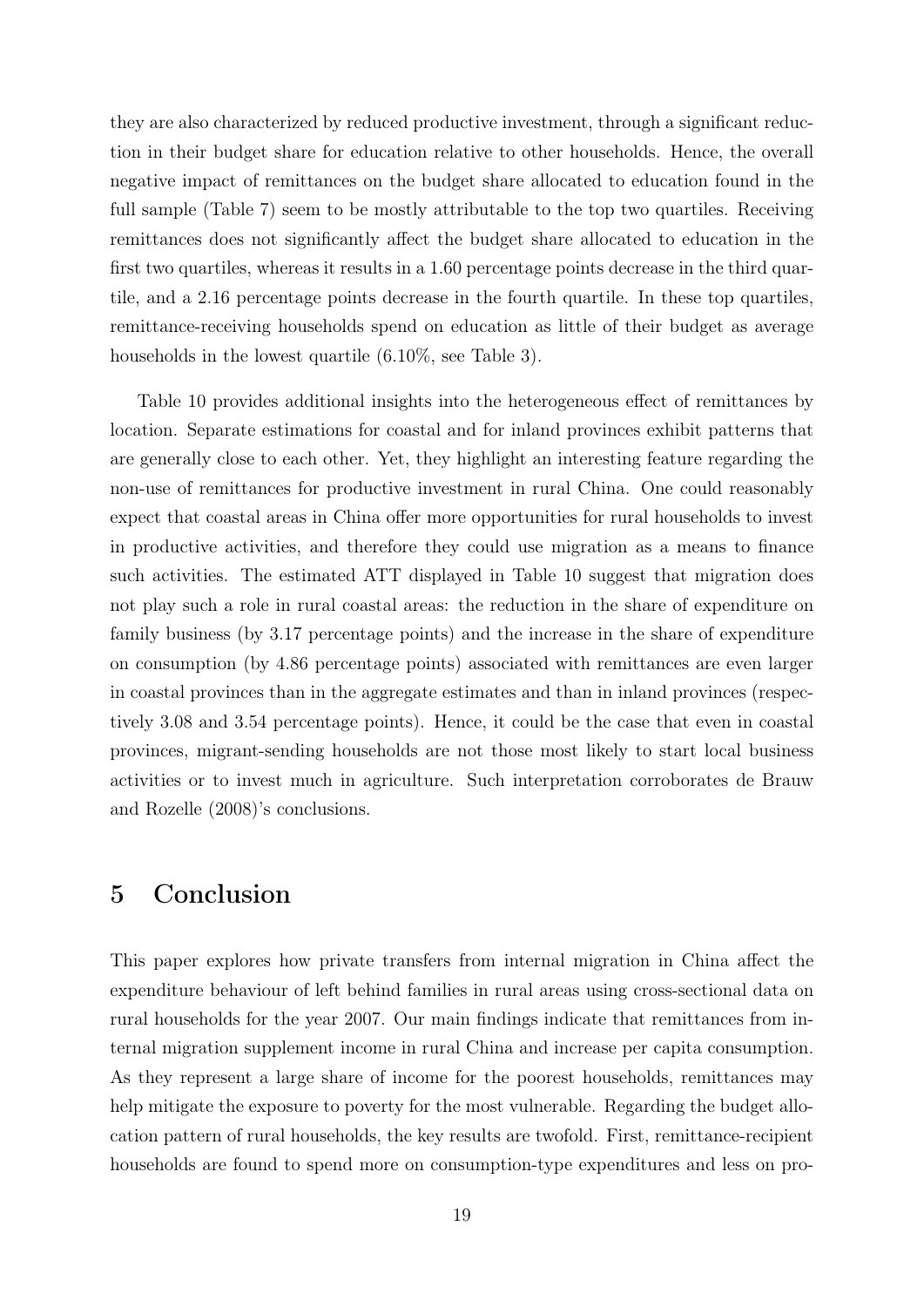they are also characterized by reduced productive investment, through a significant reduction in their budget share for education relative to other households. Hence, the overall negative impact of remittances on the budget share allocated to education found in the full sample (Table 7) seem to be mostly attributable to the top two quartiles. Receiving remittances does not significantly affect the budget share allocated to education in the first two quartiles, whereas it results in a 1.60 percentage points decrease in the third quartile, and a 2.16 percentage points decrease in the fourth quartile. In these top quartiles, remittance-receiving households spend on education as little of their budget as average households in the lowest quartile (6.10%, see Table 3).

Table 10 provides additional insights into the heterogeneous effect of remittances by location. Separate estimations for coastal and for inland provinces exhibit patterns that are generally close to each other. Yet, they highlight an interesting feature regarding the non-use of remittances for productive investment in rural China. One could reasonably expect that coastal areas in China offer more opportunities for rural households to invest in productive activities, and therefore they could use migration as a means to finance such activities. The estimated ATT displayed in Table 10 suggest that migration does not play such a role in rural coastal areas: the reduction in the share of expenditure on family business (by 3.17 percentage points) and the increase in the share of expenditure on consumption (by 4.86 percentage points) associated with remittances are even larger in coastal provinces than in the aggregate estimates and than in inland provinces (respectively 3.08 and 3.54 percentage points). Hence, it could be the case that even in coastal provinces, migrant-sending households are not those most likely to start local business activities or to invest much in agriculture. Such interpretation corroborates de Brauw and Rozelle (2008)'s conclusions.

## 5 Conclusion

This paper explores how private transfers from internal migration in China affect the expenditure behaviour of left behind families in rural areas using cross-sectional data on rural households for the year 2007. Our main findings indicate that remittances from internal migration supplement income in rural China and increase per capita consumption. As they represent a large share of income for the poorest households, remittances may help mitigate the exposure to poverty for the most vulnerable. Regarding the budget allocation pattern of rural households, the key results are twofold. First, remittance-recipient households are found to spend more on consumption-type expenditures and less on pro-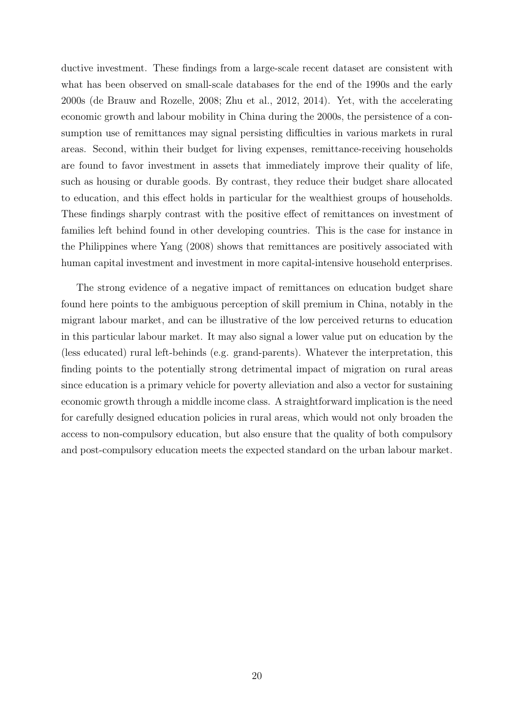ductive investment. These findings from a large-scale recent dataset are consistent with what has been observed on small-scale databases for the end of the 1990s and the early 2000s (de Brauw and Rozelle, 2008; Zhu et al., 2012, 2014). Yet, with the accelerating economic growth and labour mobility in China during the 2000s, the persistence of a consumption use of remittances may signal persisting difficulties in various markets in rural areas. Second, within their budget for living expenses, remittance-receiving households are found to favor investment in assets that immediately improve their quality of life, such as housing or durable goods. By contrast, they reduce their budget share allocated to education, and this effect holds in particular for the wealthiest groups of households. These findings sharply contrast with the positive effect of remittances on investment of families left behind found in other developing countries. This is the case for instance in the Philippines where Yang (2008) shows that remittances are positively associated with human capital investment and investment in more capital-intensive household enterprises.

The strong evidence of a negative impact of remittances on education budget share found here points to the ambiguous perception of skill premium in China, notably in the migrant labour market, and can be illustrative of the low perceived returns to education in this particular labour market. It may also signal a lower value put on education by the (less educated) rural left-behinds (e.g. grand-parents). Whatever the interpretation, this finding points to the potentially strong detrimental impact of migration on rural areas since education is a primary vehicle for poverty alleviation and also a vector for sustaining economic growth through a middle income class. A straightforward implication is the need for carefully designed education policies in rural areas, which would not only broaden the access to non-compulsory education, but also ensure that the quality of both compulsory and post-compulsory education meets the expected standard on the urban labour market.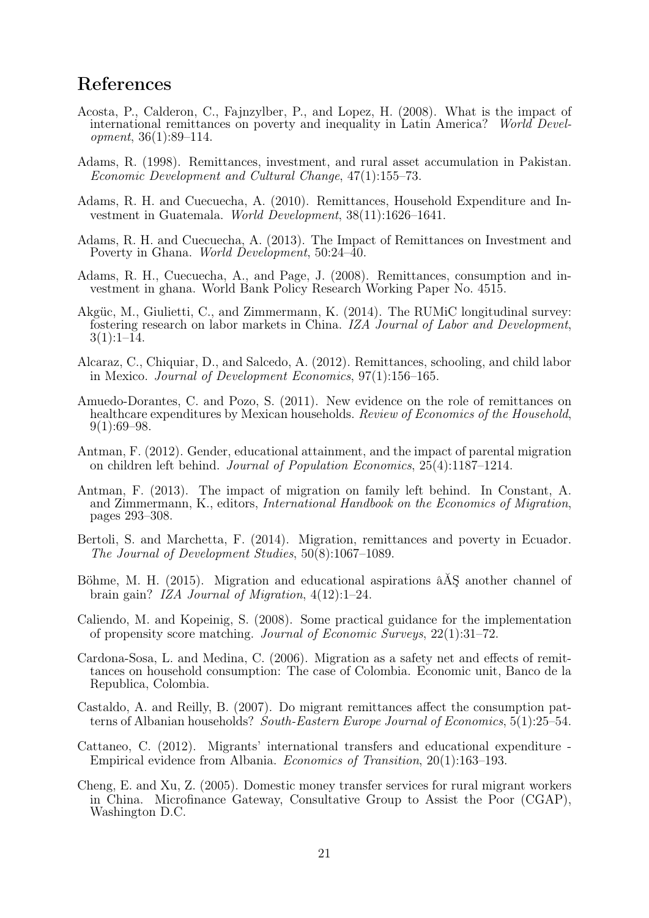# References

Acosta, P., Calderon, C., Fajnzylber, P., and Lopez, H. (2008). What is the impact of international remittances on poverty and inequality in Latin America? *World Development*, 36(1):89–114.

Adams, R. (1998). Remittances, investment, and rural asset accumulation in Pakistan. *Economic Development and Cultural Change*, 47(1):155–73.

Adams, R. H. and Cuecuecha, A. (2010). Remittances, Household Expenditure and Investment in Guatemala. *World Development*, 38(11):1626–1641.

Adams, R. H. and Cuecuecha, A. (2013). The Impact of Remittances on Investment and Poverty in Ghana. *World Development*, 50:24–40.

Adams, R. H., Cuecuecha, A., and Page, J. (2008). Remittances, consumption and investment in ghana. World Bank Policy Research Working Paper No. 4515.

Akgüc, M., Giulietti, C., and Zimmermann, K. (2014). The RUMiC longitudinal survey: fostering research on labor markets in China. *IZA Journal of Labor and Development*, 3(1):1–14.

Alcaraz, C., Chiquiar, D., and Salcedo, A. (2012). Remittances, schooling, and child labor in Mexico. *Journal of Development Economics*, 97(1):156–165.

Amuedo-Dorantes, C. and Pozo, S. (2011). New evidence on the role of remittances on healthcare expenditures by Mexican households. *Review of Economics of the Household*, 9(1):69–98.

Antman, F. (2012). Gender, educational attainment, and the impact of parental migration on children left behind. *Journal of Population Economics*, 25(4):1187–1214.

Antman, F. (2013). The impact of migration on family left behind. In Constant, A. and Zimmermann, K., editors, *International Handbook on the Economics of Migration*, pages 293–308.

Bertoli, S. and Marchetta, F. (2014). Migration, remittances and poverty in Ecuador. *The Journal of Development Studies*, 50(8):1067–1089.

Böhme, M. H. (2015). Migration and educational aspirations âĂŞ another channel of brain gain? *IZA Journal of Migration*, 4(12):1–24.

Caliendo, M. and Kopeinig, S. (2008). Some practical guidance for the implementation of propensity score matching. *Journal of Economic Surveys*, 22(1):31–72.

Cardona-Sosa, L. and Medina, C. (2006). Migration as a safety net and effects of remittances on household consumption: The case of Colombia. Economic unit, Banco de la Republica, Colombia.

Castaldo, A. and Reilly, B. (2007). Do migrant remittances affect the consumption patterns of Albanian households? *South-Eastern Europe Journal of Economics*, 5(1):25–54.

Cattaneo, C. (2012). Migrants' international transfers and educational expenditure - Empirical evidence from Albania. *Economics of Transition*, 20(1):163–193.

Cheng, E. and Xu, Z. (2005). Domestic money transfer services for rural migrant workers in China. Microfinance Gateway, Consultative Group to Assist the Poor (CGAP), Washington D.C.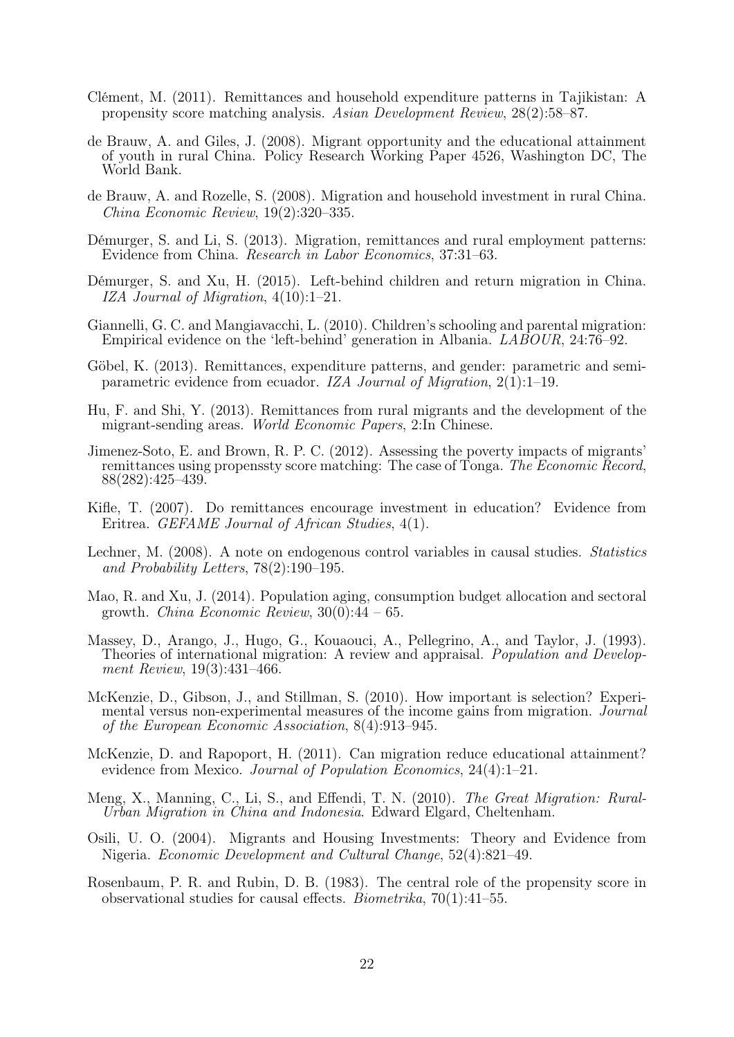Clément, M. (2011). Remittances and household expenditure patterns in Tajikistan: A propensity score matching analysis. *Asian Development Review*, 28(2):58–87.

de Brauw, A. and Giles, J. (2008). Migrant opportunity and the educational attainment of youth in rural China. Policy Research Working Paper 4526, Washington DC, The World Bank.

de Brauw, A. and Rozelle, S. (2008). Migration and household investment in rural China. *China Economic Review*, 19(2):320–335.

Démurger, S. and Li, S. (2013). Migration, remittances and rural employment patterns: Evidence from China. *Research in Labor Economics*, 37:31–63.

Démurger, S. and Xu, H. (2015). Left-behind children and return migration in China. *IZA Journal of Migration*, 4(10):1–21.

Giannelli, G. C. and Mangiavacchi, L. (2010). Children's schooling and parental migration: Empirical evidence on the 'left-behind' generation in Albania. *LABOUR*, 24:76–92.

Göbel, K. (2013). Remittances, expenditure patterns, and gender: parametric and semiparametric evidence from ecuador. *IZA Journal of Migration*, 2(1):1–19.

Hu, F. and Shi, Y. (2013). Remittances from rural migrants and the development of the migrant-sending areas. *World Economic Papers*, 2:In Chinese.

Jimenez-Soto, E. and Brown, R. P. C. (2012). Assessing the poverty impacts of migrants' remittances using propenssty score matching: The case of Tonga. *The Economic Record*, 88(282):425–439.

Kifle, T. (2007). Do remittances encourage investment in education? Evidence from Eritrea. *GEFAME Journal of African Studies*, 4(1).

Lechner, M. (2008). A note on endogenous control variables in causal studies. *Statistics and Probability Letters*, 78(2):190–195.

Mao, R. and Xu, J. (2014). Population aging, consumption budget allocation and sectoral growth. *China Economic Review*, 30(0):44 – 65.

Massey, D., Arango, J., Hugo, G., Kouaouci, A., Pellegrino, A., and Taylor, J. (1993). Theories of international migration: A review and appraisal. *Population and Development Review*, 19(3):431–466.

McKenzie, D., Gibson, J., and Stillman, S. (2010). How important is selection? Experimental versus non-experimental measures of the income gains from migration. *Journal of the European Economic Association*, 8(4):913–945.

McKenzie, D. and Rapoport, H. (2011). Can migration reduce educational attainment? evidence from Mexico. *Journal of Population Economics*, 24(4):1–21.

Meng, X., Manning, C., Li, S., and Effendi, T. N. (2010). *The Great Migration: Rural-Urban Migration in China and Indonesia*. Edward Elgard, Cheltenham.

Osili, U. O. (2004). Migrants and Housing Investments: Theory and Evidence from Nigeria. *Economic Development and Cultural Change*, 52(4):821–49.

Rosenbaum, P. R. and Rubin, D. B. (1983). The central role of the propensity score in observational studies for causal effects. *Biometrika*, 70(1):41–55.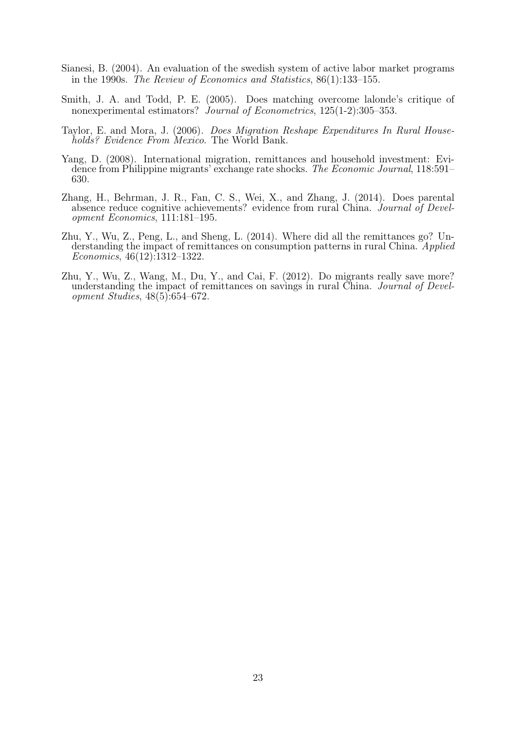Sianesi, B. (2004). An evaluation of the swedish system of active labor market programs in the 1990s. *The Review of Economics and Statistics*, 86(1):133–155.

Smith, J. A. and Todd, P. E. (2005). Does matching overcome lalonde's critique of nonexperimental estimators? *Journal of Econometrics*, 125(1-2):305–353.

Taylor, E. and Mora, J. (2006). *Does Migration Reshape Expenditures In Rural Households? Evidence From Mexico*. The World Bank.

Yang, D. (2008). International migration, remittances and household investment: Evidence from Philippine migrants' exchange rate shocks. *The Economic Journal*, 118:591–630.

Zhang, H., Behrman, J. R., Fan, C. S., Wei, X., and Zhang, J. (2014). Does parental absence reduce cognitive achievements? evidence from rural China. *Journal of Development Economics*, 111:181–195.

Zhu, Y., Wu, Z., Peng, L., and Sheng, L. (2014). Where did all the remittances go? Understanding the impact of remittances on consumption patterns in rural China. *Applied Economics*, 46(12):1312–1322.

Zhu, Y., Wu, Z., Wang, M., Du, Y., and Cai, F. (2012). Do migrants really save more? understanding the impact of remittances on savings in rural China. *Journal of Development Studies*, 48(5):654–672.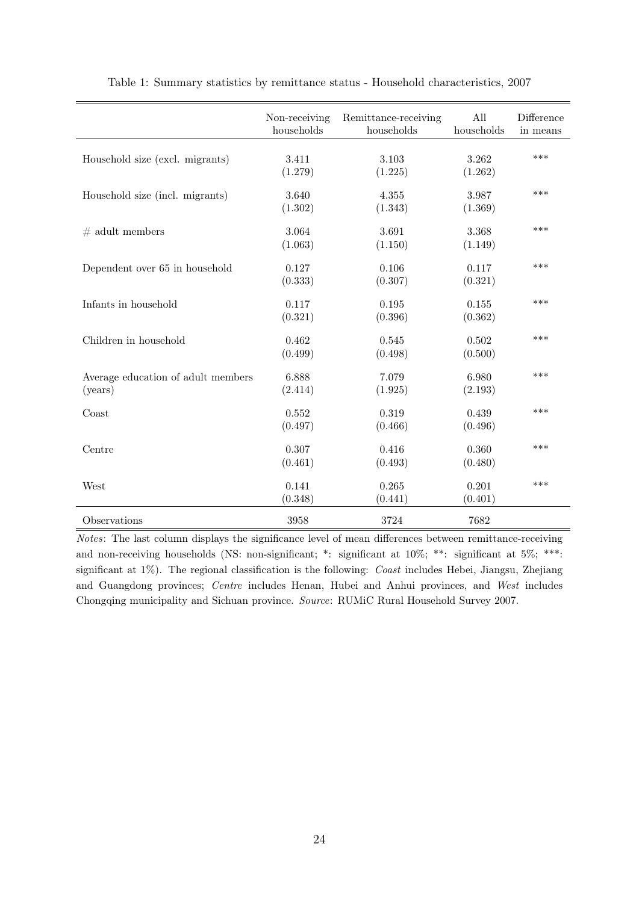Table 1: Summary statistics by remittance status - Household characteristics, 2007

| | Non-receiving households | Remittance-receiving households | All households | Difference in means |
|---|---|---|---|---|
| Household size (excl. migrants) | 3.411 | 3.103 | 3.262 | *** |
| | (1.279) | (1.225) | (1.262) | |
| Household size (incl. migrants) | 3.640 | 4.355 | 3.987 | *** |
| | (1.302) | (1.343) | (1.369) | |
| # adult members | 3.064 | 3.691 | 3.368 | *** |
| | (1.063) | (1.150) | (1.149) | |
| Dependent over 65 in household | 0.127 | 0.106 | 0.117 | *** |
| | (0.333) | (0.307) | (0.321) | |
| Infants in household | 0.117 | 0.195 | 0.155 | *** |
| | (0.321) | (0.396) | (0.362) | |
| Children in household | 0.462 | 0.545 | 0.502 | *** |
| | (0.499) | (0.498) | (0.500) | |
| Average education of adult members (years) | 6.888 | 7.079 | 6.980 | *** |
| | (2.414) | (1.925) | (2.193) | |
| Coast | 0.552 | 0.319 | 0.439 | *** |
| | (0.497) | (0.466) | (0.496) | |
| Centre | 0.307 | 0.416 | 0.360 | *** |
| | (0.461) | (0.493) | (0.480) | |
| West | 0.141 | 0.265 | 0.201 | *** |
| | (0.348) | (0.441) | (0.401) | |
| Observations | 3958 | 3724 | 7682 | |

*Notes*: The last column displays the significance level of mean differences between remittance-receiving and non-receiving households (NS: non-significant; *: significant at 10%; **: significant at 5%; ***: significant at 1%). The regional classification is the following: *Coast* includes Hebei, Jiangsu, Zhejiang and Guangdong provinces; *Centre* includes Henan, Hubei and Anhui provinces, and *West* includes Chongqing municipality and Sichuan province. *Source*: RUMiC Rural Household Survey 2007.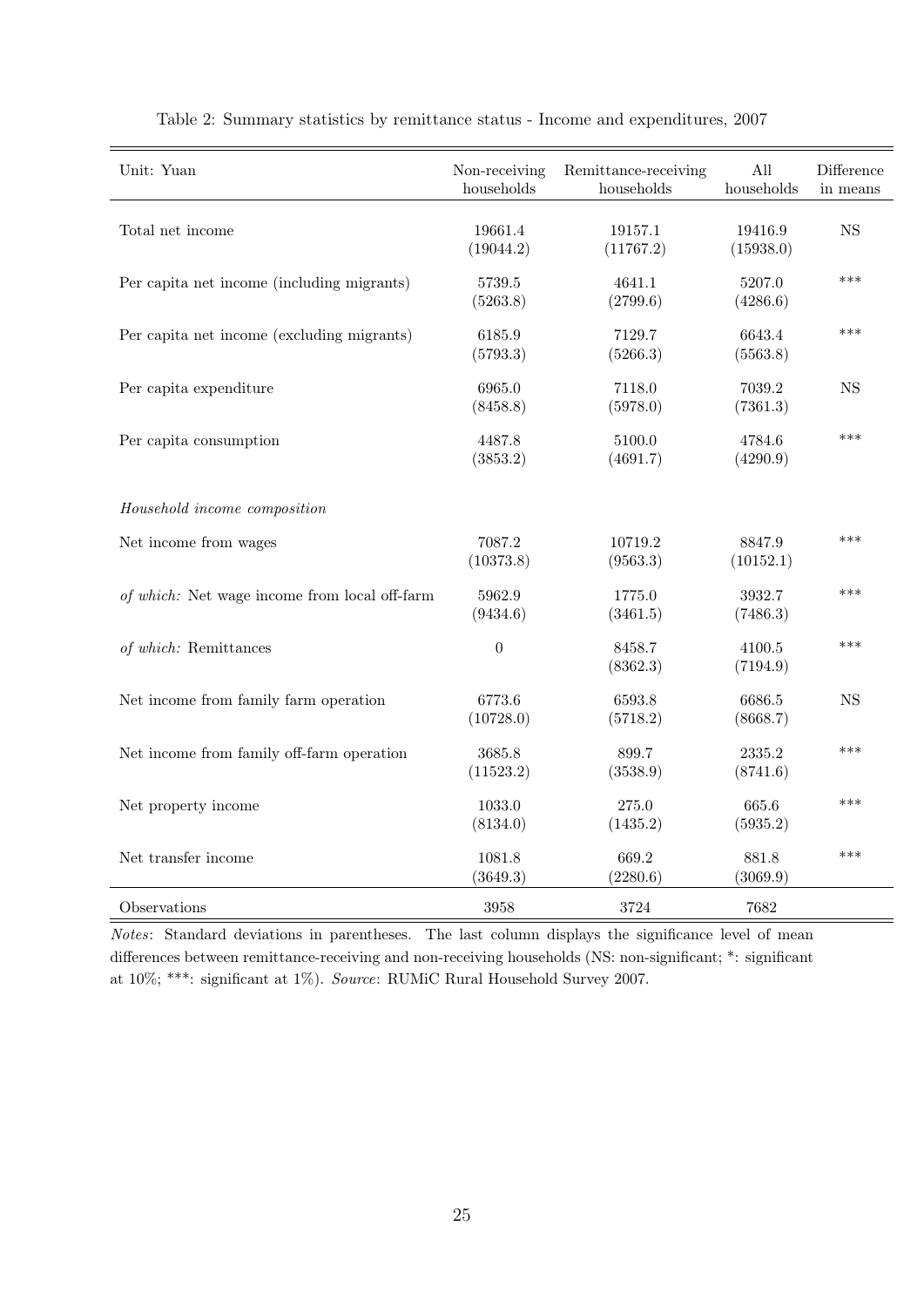Table 2: Summary statistics by remittance status - Income and expenditures, 2007

| Unit: Yuan | Non-receiving households | Remittance-receiving households | All households | Difference in means |
|---|---|---|---|---|
| Total net income | 19661.4 | 19157.1 | 19416.9 | NS |
| | (19044.2) | (11767.2) | (15938.0) | |
| Per capita net income (including migrants) | 5739.5 | 4641.1 | 5207.0 | *** |
| | (5263.8) | (2799.6) | (4286.6) | |
| Per capita net income (excluding migrants) | 6185.9 | 7129.7 | 6643.4 | *** |
| | (5793.3) | (5266.3) | (5563.8) | |
| Per capita expenditure | 6965.0 | 7118.0 | 7039.2 | NS |
| | (8458.8) | (5978.0) | (7361.3) | |
| Per capita consumption | 4487.8 | 5100.0 | 4784.6 | *** |
| | (3853.2) | (4691.7) | (4290.9) | |
| *Household income composition* | | | | |
| Net income from wages | 7087.2 | 10719.2 | 8847.9 | *** |
| | (10373.8) | (9563.3) | (10152.1) | |
| *of which:* Net wage income from local off-farm | 5962.9 | 1775.0 | 3932.7 | *** |
| | (9434.6) | (3461.5) | (7486.3) | |
| *of which:* Remittances | 0 | 8458.7 | 4100.5 | *** |
| | | (8362.3) | (7194.9) | |
| Net income from family farm operation | 6773.6 | 6593.8 | 6686.5 | NS |
| | (10728.0) | (5718.2) | (8668.7) | |
| Net income from family off-farm operation | 3685.8 | 899.7 | 2335.2 | *** |
| | (11523.2) | (3538.9) | (8741.6) | |
| Net property income | 1033.0 | 275.0 | 665.6 | *** |
| | (8134.0) | (1435.2) | (5935.2) | |
| Net transfer income | 1081.8 | 669.2 | 881.8 | *** |
| | (3649.3) | (2280.6) | (3069.9) | |
| Observations | 3958 | 3724 | 7682 | |

*Notes*: Standard deviations in parentheses. The last column displays the significance level of mean differences between remittance-receiving and non-receiving households (NS: non-significant; *: significant at 10%; ***: significant at 1%). *Source*: RUMiC Rural Household Survey 2007.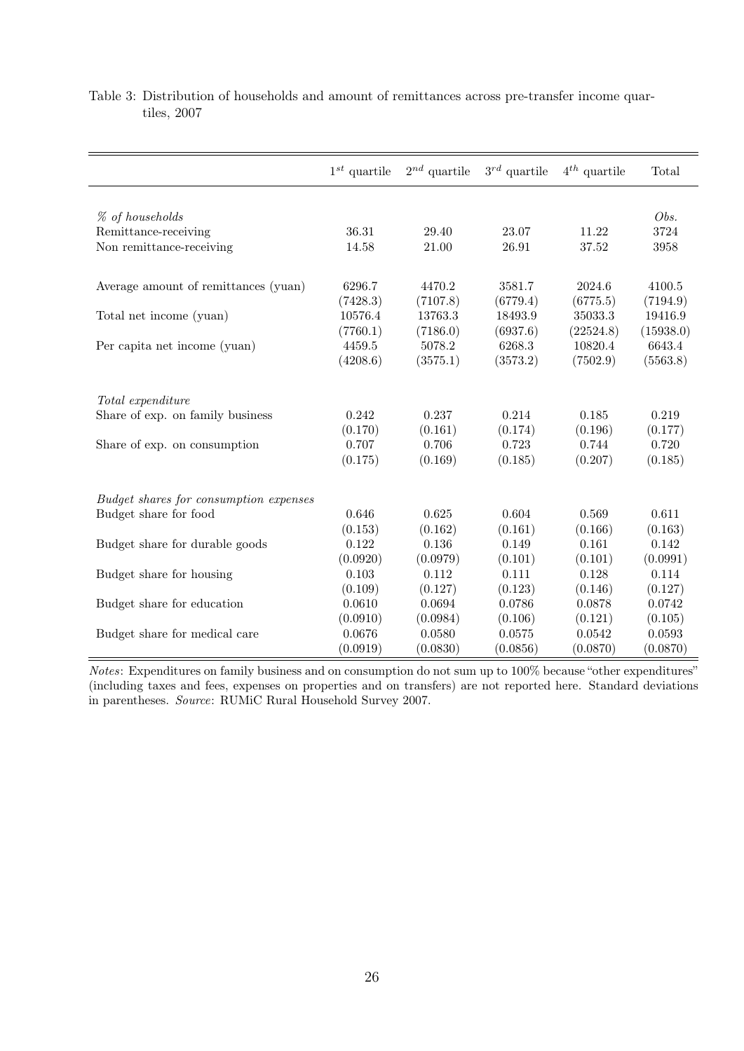Table 3: Distribution of households and amount of remittances across pre-transfer income quartiles, 2007

| | $1^{st}$ quartile | $2^{nd}$ quartile | $3^{rd}$ quartile | $4^{th}$ quartile | Total |
|---|---|---|---|---|---|
| *% of households* | | | | | *Obs.* |
| Remittance-receiving | 36.31 | 29.40 | 23.07 | 11.22 | 3724 |
| Non remittance-receiving | 14.58 | 21.00 | 26.91 | 37.52 | 3958 |
| Average amount of remittances (yuan) | 6296.7 | 4470.2 | 3581.7 | 2024.6 | 4100.5 |
| | (7428.3) | (7107.8) | (6779.4) | (6775.5) | (7194.9) |
| Total net income (yuan) | 10576.4 | 13763.3 | 18493.9 | 35033.3 | 19416.9 |
| | (7760.1) | (7186.0) | (6937.6) | (22524.8) | (15938.0) |
| Per capita net income (yuan) | 4459.5 | 5078.2 | 6268.3 | 10820.4 | 6643.4 |
| | (4208.6) | (3575.1) | (3573.2) | (7502.9) | (5563.8) |
| *Total expenditure* | | | | | |
| Share of exp. on family business | 0.242 | 0.237 | 0.214 | 0.185 | 0.219 |
| | (0.170) | (0.161) | (0.174) | (0.196) | (0.177) |
| Share of exp. on consumption | 0.707 | 0.706 | 0.723 | 0.744 | 0.720 |
| | (0.175) | (0.169) | (0.185) | (0.207) | (0.185) |
| *Budget shares for consumption expenses* | | | | | |
| Budget share for food | 0.646 | 0.625 | 0.604 | 0.569 | 0.611 |
| | (0.153) | (0.162) | (0.161) | (0.166) | (0.163) |
| Budget share for durable goods | 0.122 | 0.136 | 0.149 | 0.161 | 0.142 |
| | (0.0920) | (0.0979) | (0.101) | (0.101) | (0.0991) |
| Budget share for housing | 0.103 | 0.112 | 0.111 | 0.128 | 0.114 |
| | (0.109) | (0.127) | (0.123) | (0.146) | (0.127) |
| Budget share for education | 0.0610 | 0.0694 | 0.0786 | 0.0878 | 0.0742 |
| | (0.0910) | (0.0984) | (0.106) | (0.121) | (0.105) |
| Budget share for medical care | 0.0676 | 0.0580 | 0.0575 | 0.0542 | 0.0593 |
| | (0.0919) | (0.0830) | (0.0856) | (0.0870) | (0.0870) |

*Notes*: Expenditures on family business and on consumption do not sum up to 100% because "other expenditures" (including taxes and fees, expenses on properties and on transfers) are not reported here. Standard deviations in parentheses. *Source*: RUMiC Rural Household Survey 2007.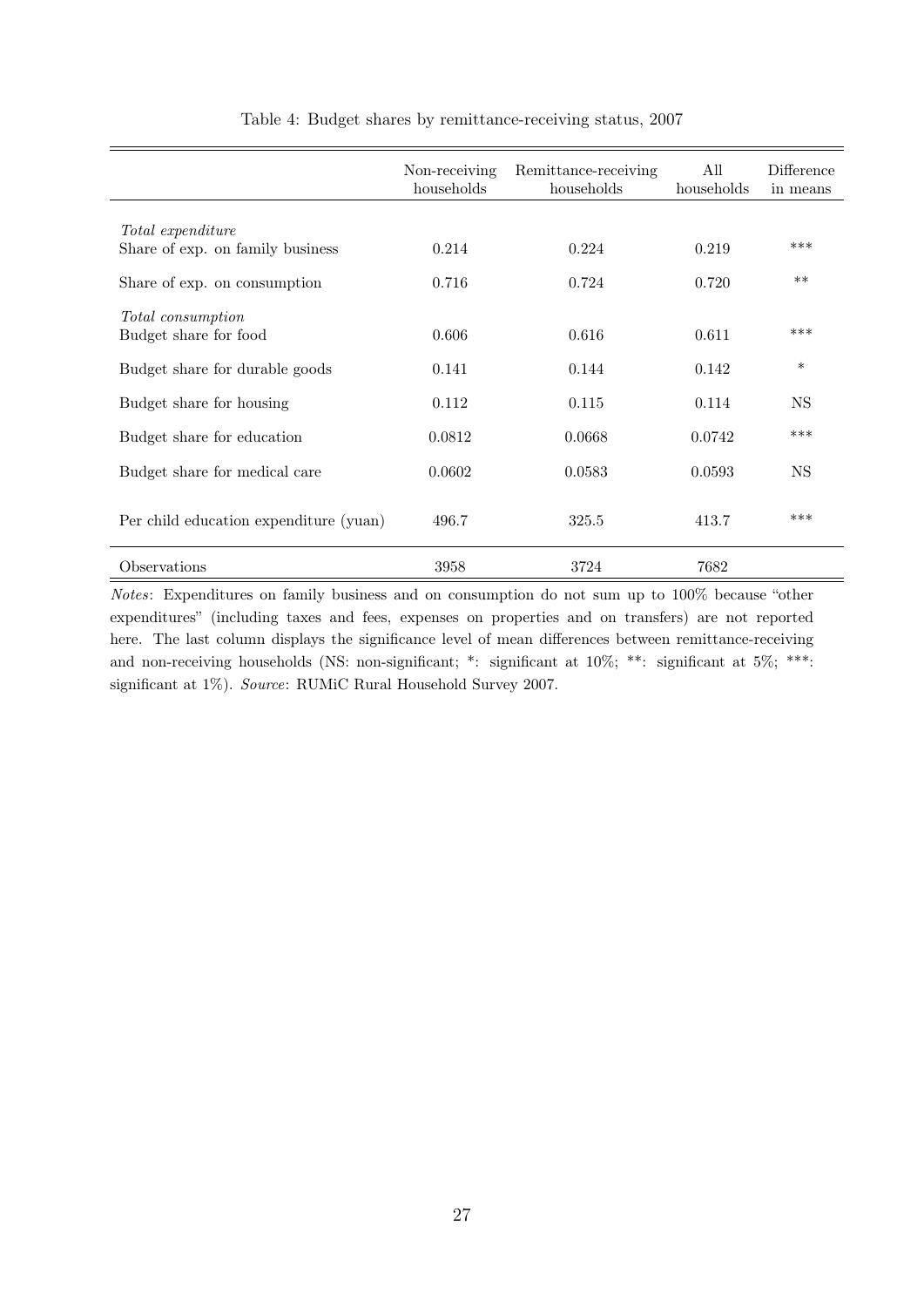Table 4: Budget shares by remittance-receiving status, 2007

| | Non-receiving households | Remittance-receiving households | All households | Difference in means |
|---|---|---|---|---|
| *Total expenditure* | | | | |
| Share of exp. on family business | 0.214 | 0.224 | 0.219 | *** |
| Share of exp. on consumption | 0.716 | 0.724 | 0.720 | ** |
| *Total consumption* | | | | |
| Budget share for food | 0.606 | 0.616 | 0.611 | *** |
| Budget share for durable goods | 0.141 | 0.144 | 0.142 | * |
| Budget share for housing | 0.112 | 0.115 | 0.114 | NS |
| Budget share for education | 0.0812 | 0.0668 | 0.0742 | *** |
| Budget share for medical care | 0.0602 | 0.0583 | 0.0593 | NS |
| Per child education expenditure (yuan) | 496.7 | 325.5 | 413.7 | *** |
| Observations | 3958 | 3724 | 7682 | |

*Notes*: Expenditures on family business and on consumption do not sum up to 100% because "other expenditures" (including taxes and fees, expenses on properties and on transfers) are not reported here. The last column displays the significance level of mean differences between remittance-receiving and non-receiving households (NS: non-significant; *: significant at 10%; **: significant at 5%; ***: significant at 1%). *Source*: RUMiC Rural Household Survey 2007.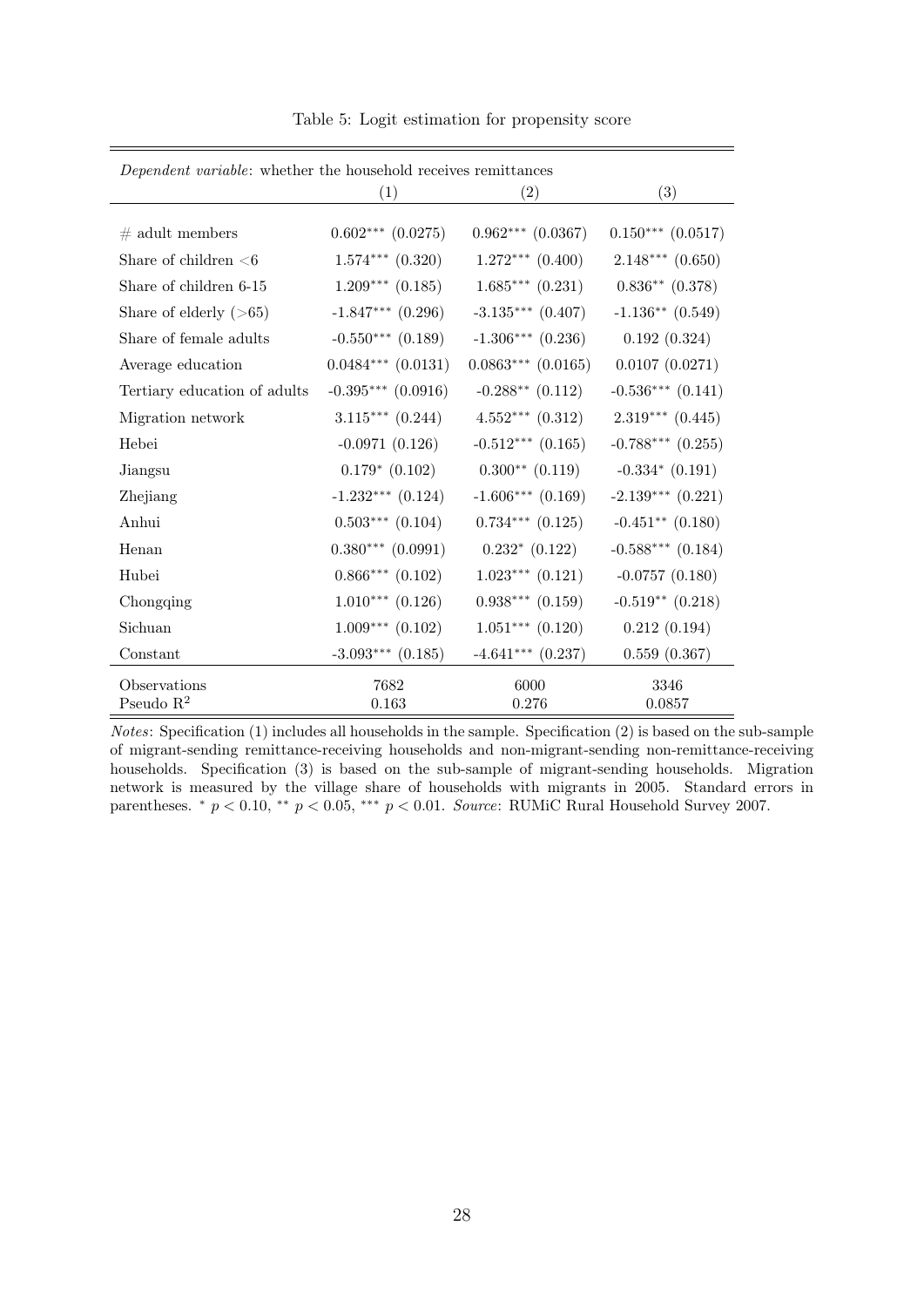Table 5: Logit estimation for propensity score

| *Dependent variable*: whether the household receives remittances | | | |
|---|---|---|---|
| | (1) | (2) | (3) |
| # adult members | $0.602^{***}$ (0.0275) | $0.962^{***}$ (0.0367) | $0.150^{***}$ (0.0517) |
| Share of children <6 | $1.574^{***}$ (0.320) | $1.272^{***}$ (0.400) | $2.148^{***}$ (0.650) |
| Share of children 6-15 | $1.209^{***}$ (0.185) | $1.685^{***}$ (0.231) | $0.836^{**}$ (0.378) |
| Share of elderly (>65) | $-1.847^{***}$ (0.296) | $-3.135^{***}$ (0.407) | $-1.136^{**}$ (0.549) |
| Share of female adults | $-0.550^{***}$ (0.189) | $-1.306^{***}$ (0.236) | 0.192 (0.324) |
| Average education | $0.0484^{***}$ (0.0131) | $0.0863^{***}$ (0.0165) | 0.0107 (0.0271) |
| Tertiary education of adults | $-0.395^{***}$ (0.0916) | $-0.288^{**}$ (0.112) | $-0.536^{***}$ (0.141) |
| Migration network | $3.115^{***}$ (0.244) | $4.552^{***}$ (0.312) | $2.319^{***}$ (0.445) |
| Hebei | -0.0971 (0.126) | $-0.512^{***}$ (0.165) | $-0.788^{***}$ (0.255) |
| Jiangsu | $0.179^{*}$ (0.102) | $0.300^{**}$ (0.119) | $-0.334^{*}$ (0.191) |
| Zhejiang | $-1.232^{***}$ (0.124) | $-1.606^{***}$ (0.169) | $-2.139^{***}$ (0.221) |
| Anhui | $0.503^{***}$ (0.104) | $0.734^{***}$ (0.125) | $-0.451^{**}$ (0.180) |
| Henan | $0.380^{***}$ (0.0991) | $0.232^{*}$ (0.122) | $-0.588^{***}$ (0.184) |
| Hubei | $0.866^{***}$ (0.102) | $1.023^{***}$ (0.121) | -0.0757 (0.180) |
| Chongqing | $1.010^{***}$ (0.126) | $0.938^{***}$ (0.159) | $-0.519^{**}$ (0.218) |
| Sichuan | $1.009^{***}$ (0.102) | $1.051^{***}$ (0.120) | 0.212 (0.194) |
| Constant | $-3.093^{***}$ (0.185) | $-4.641^{***}$ (0.237) | 0.559 (0.367) |
| Observations | 7682 | 6000 | 3346 |
| Pseudo $R^2$ | 0.163 | 0.276 | 0.0857 |

*Notes*: Specification (1) includes all households in the sample. Specification (2) is based on the sub-sample of migrant-sending remittance-receiving households and non-migrant-sending non-remittance-receiving households. Specification (3) is based on the sub-sample of migrant-sending households. Migration network is measured by the village share of households with migrants in 2005. Standard errors in parentheses. $^{*}$ $p < 0.10$, $^{**}$ $p < 0.05$, $^{***}$ $p < 0.01$. *Source*: RUMiC Rural Household Survey 2007.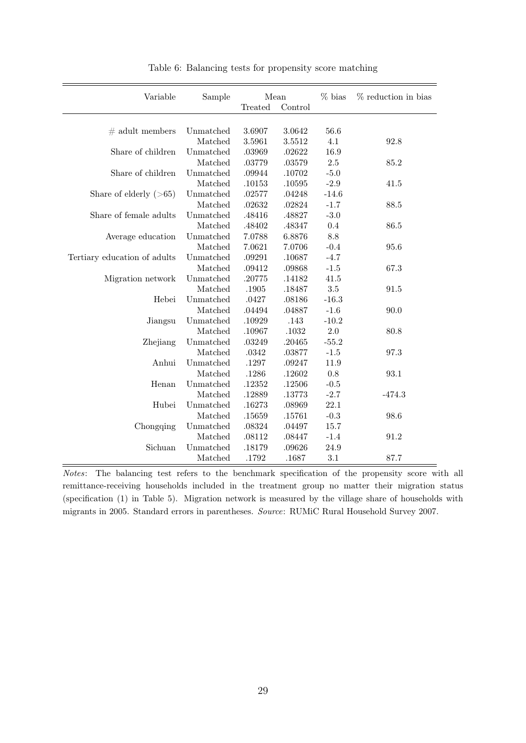Table 6: Balancing tests for propensity score matching

| Variable | Sample | Mean | | % bias | % reduction in bias |
|---|---|---|---|---|---|
| | | Treated | Control | | |
| # adult members | Unmatched | 3.6907 | 3.0642 | 56.6 | |
| | Matched | 3.5961 | 3.5512 | 4.1 | 92.8 |
| Share of children | Unmatched | .03969 | .02622 | 16.9 | |
| | Matched | .03779 | .03579 | 2.5 | 85.2 |
| Share of children | Unmatched | .09944 | .10702 | -5.0 | |
| | Matched | .10153 | .10595 | -2.9 | 41.5 |
| Share of elderly (>65) | Unmatched | .02577 | .04248 | -14.6 | |
| | Matched | .02632 | .02824 | -1.7 | 88.5 |
| Share of female adults | Unmatched | .48416 | .48827 | -3.0 | |
| | Matched | .48402 | .48347 | 0.4 | 86.5 |
| Average education | Unmatched | 7.0788 | 6.8876 | 8.8 | |
| | Matched | 7.0621 | 7.0706 | -0.4 | 95.6 |
| Tertiary education of adults | Unmatched | .09291 | .10687 | -4.7 | |
| | Matched | .09412 | .09868 | -1.5 | 67.3 |
| Migration network | Unmatched | .20775 | .14182 | 41.5 | |
| | Matched | .1905 | .18487 | 3.5 | 91.5 |
| Hebei | Unmatched | .0427 | .08186 | -16.3 | |
| | Matched | .04494 | .04887 | -1.6 | 90.0 |
| Jiangsu | Unmatched | .10929 | .143 | -10.2 | |
| | Matched | .10967 | .1032 | 2.0 | 80.8 |
| Zhejiang | Unmatched | .03249 | .20465 | -55.2 | |
| | Matched | .0342 | .03877 | -1.5 | 97.3 |
| Anhui | Unmatched | .1297 | .09247 | 11.9 | |
| | Matched | .1286 | .12602 | 0.8 | 93.1 |
| Henan | Unmatched | .12352 | .12506 | -0.5 | |
| | Matched | .12889 | .13773 | -2.7 | -474.3 |
| Hubei | Unmatched | .16273 | .08969 | 22.1 | |
| | Matched | .15659 | .15761 | -0.3 | 98.6 |
| Chongqing | Unmatched | .08324 | .04497 | 15.7 | |
| | Matched | .08112 | .08447 | -1.4 | 91.2 |
| Sichuan | Unmatched | .18179 | .09626 | 24.9 | |
| | Matched | .1792 | .1687 | 3.1 | 87.7 |

*Notes*: The balancing test refers to the benchmark specification of the propensity score with all remittance-receiving households included in the treatment group no matter their migration status (specification (1) in Table 5). Migration network is measured by the village share of households with migrants in 2005. Standard errors in parentheses. *Source*: RUMiC Rural Household Survey 2007.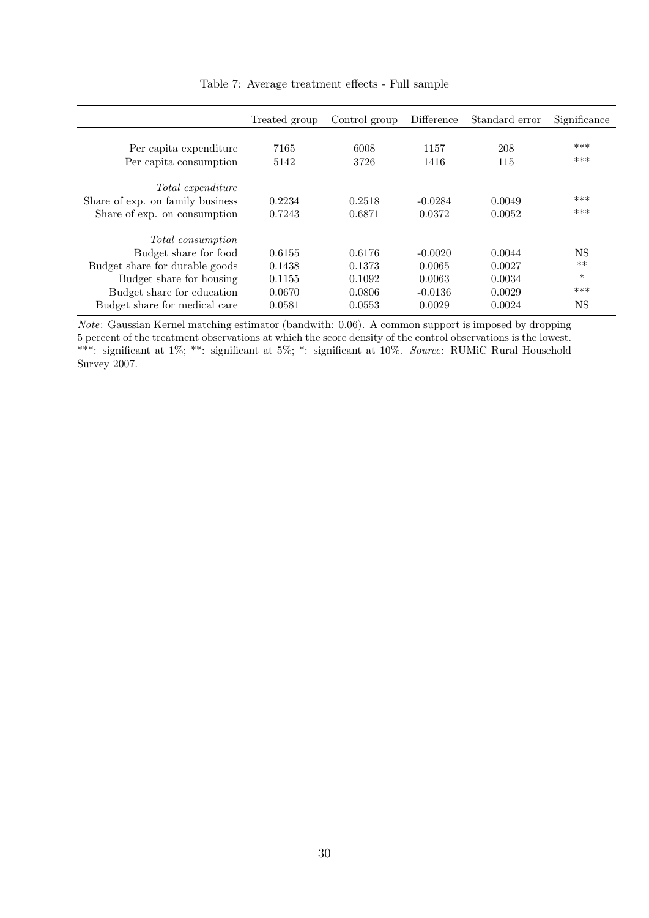Table 7: Average treatment effects - Full sample

| | Treated group | Control group | Difference | Standard error | Significance |
|---|---|---|---|---|---|
| Per capita expenditure | 7165 | 6008 | 1157 | 208 | *** |
| Per capita consumption | 5142 | 3726 | 1416 | 115 | *** |
| *Total expenditure* | | | | | |
| Share of exp. on family business | 0.2234 | 0.2518 | -0.0284 | 0.0049 | *** |
| Share of exp. on consumption | 0.7243 | 0.6871 | 0.0372 | 0.0052 | *** |
| *Total consumption* | | | | | |
| Budget share for food | 0.6155 | 0.6176 | -0.0020 | 0.0044 | NS |
| Budget share for durable goods | 0.1438 | 0.1373 | 0.0065 | 0.0027 | ** |
| Budget share for housing | 0.1155 | 0.1092 | 0.0063 | 0.0034 | * |
| Budget share for education | 0.0670 | 0.0806 | -0.0136 | 0.0029 | *** |
| Budget share for medical care | 0.0581 | 0.0553 | 0.0029 | 0.0024 | NS |

*Note*: Gaussian Kernel matching estimator (bandwith: 0.06). A common support is imposed by dropping 5 percent of the treatment observations at which the score density of the control observations is the lowest. ***: significant at 1%; **: significant at 5%; *: significant at 10%. *Source*: RUMiC Rural Household Survey 2007.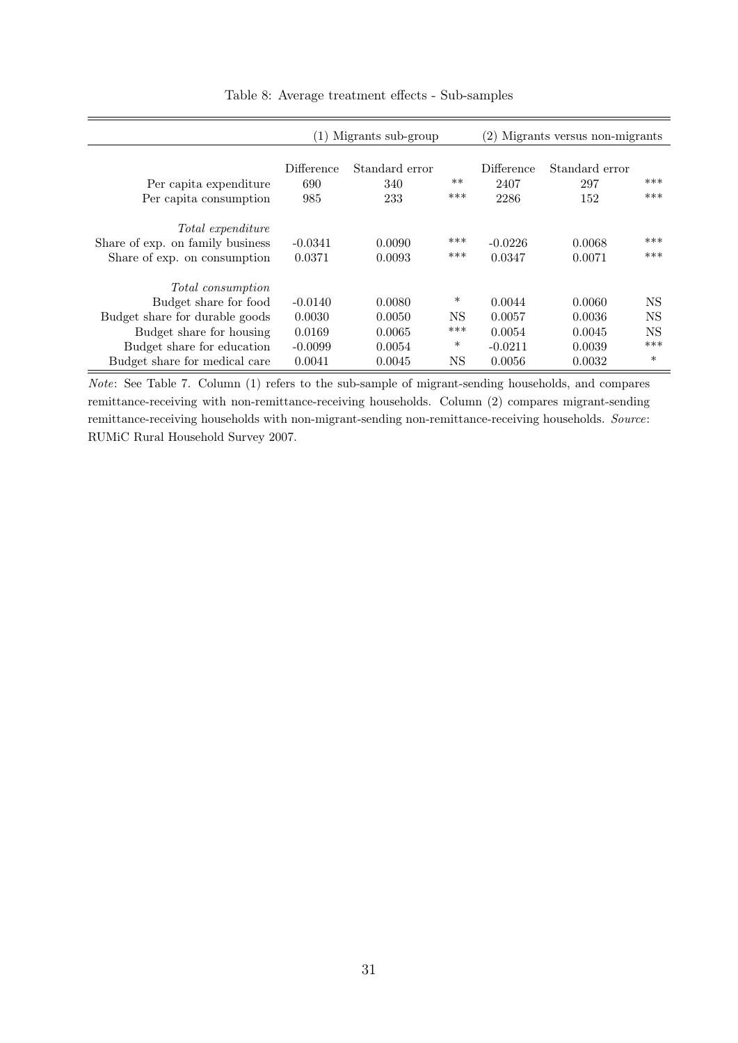Table 8: Average treatment effects - Sub-samples

| | (1) Migrants sub-group | | | (2) Migrants versus non-migrants | | |
|---|---|---|---|---|---|---|
| | Difference | Standard error | | Difference | Standard error | |
| Per capita expenditure | 690 | 340 | ** | 2407 | 297 | *** |
| Per capita consumption | 985 | 233 | *** | 2286 | 152 | *** |
| *Total expenditure* | | | | | | |
| Share of exp. on family business | -0.0341 | 0.0090 | *** | -0.0226 | 0.0068 | *** |
| Share of exp. on consumption | 0.0371 | 0.0093 | *** | 0.0347 | 0.0071 | *** |
| *Total consumption* | | | | | | |
| Budget share for food | -0.0140 | 0.0080 | * | 0.0044 | 0.0060 | NS |
| Budget share for durable goods | 0.0030 | 0.0050 | NS | 0.0057 | 0.0036 | NS |
| Budget share for housing | 0.0169 | 0.0065 | *** | 0.0054 | 0.0045 | NS |
| Budget share for education | -0.0099 | 0.0054 | * | -0.0211 | 0.0039 | *** |
| Budget share for medical care | 0.0041 | 0.0045 | NS | 0.0056 | 0.0032 | * |

*Note*: See Table 7. Column (1) refers to the sub-sample of migrant-sending households, and compares remittance-receiving with non-remittance-receiving households. Column (2) compares migrant-sending remittance-receiving households with non-migrant-sending non-remittance-receiving households. *Source*: RUMiC Rural Household Survey 2007.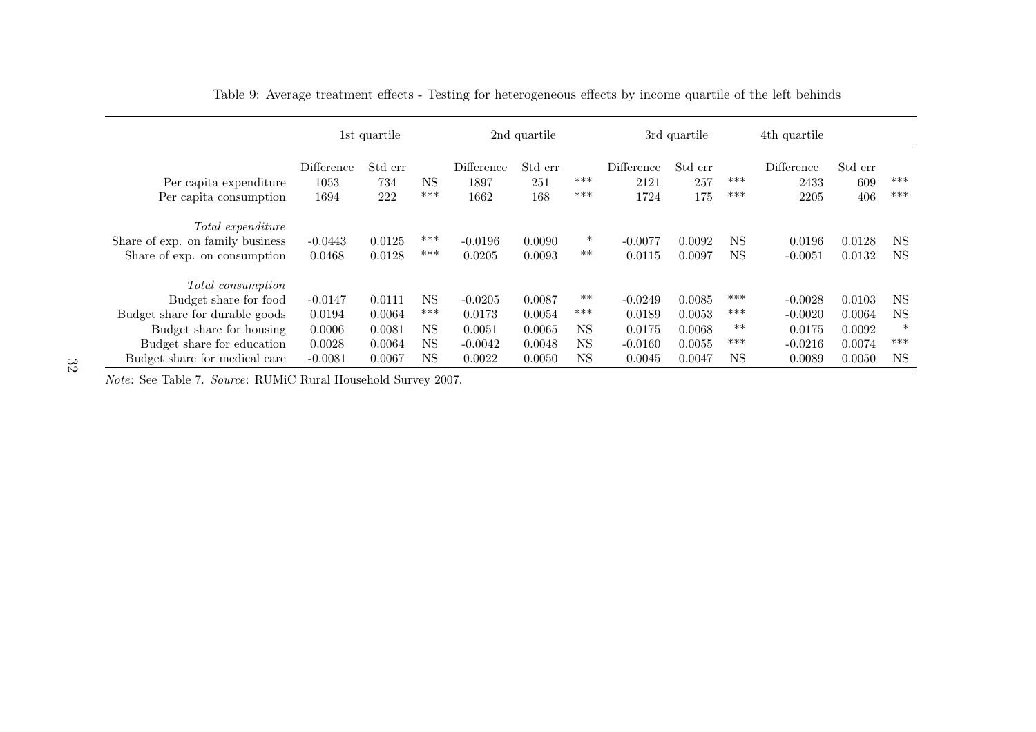Table 9: Average treatment effects - Testing for heterogeneous effects by income quartile of the left behinds

| | 1st quartile | | | 2nd quartile | | | 3rd quartile | | | 4th quartile | | |
|---|---|---|---|---|---|---|---|---|---|---|---|---|
| | Difference | Std err | | Difference | Std err | | Difference | Std err | | Difference | Std err | |
| Per capita expenditure | 1053 | 734 | NS | 1897 | 251 | *** | 2121 | 257 | *** | 2433 | 609 | *** |
| Per capita consumption | 1694 | 222 | *** | 1662 | 168 | *** | 1724 | 175 | *** | 2205 | 406 | *** |
| *Total expenditure* | | | | | | | | | | | | |
| Share of exp. on family business | -0.0443 | 0.0125 | *** | -0.0196 | 0.0090 | * | -0.0077 | 0.0092 | NS | 0.0196 | 0.0128 | NS |
| Share of exp. on consumption | 0.0468 | 0.0128 | *** | 0.0205 | 0.0093 | ** | 0.0115 | 0.0097 | NS | -0.0051 | 0.0132 | NS |
| *Total consumption* | | | | | | | | | | | | |
| Budget share for food | -0.0147 | 0.0111 | NS | -0.0205 | 0.0087 | ** | -0.0249 | 0.0085 | *** | -0.0028 | 0.0103 | NS |
| Budget share for durable goods | 0.0194 | 0.0064 | *** | 0.0173 | 0.0054 | *** | 0.0189 | 0.0053 | *** | -0.0020 | 0.0064 | NS |
| Budget share for housing | 0.0006 | 0.0081 | NS | 0.0051 | 0.0065 | NS | 0.0175 | 0.0068 | ** | 0.0175 | 0.0092 | * |
| Budget share for education | 0.0028 | 0.0064 | NS | -0.0042 | 0.0048 | NS | -0.0160 | 0.0055 | *** | -0.0216 | 0.0074 | *** |
| Budget share for medical care | -0.0081 | 0.0067 | NS | 0.0022 | 0.0050 | NS | 0.0045 | 0.0047 | NS | 0.0089 | 0.0050 | NS |

*Note*: See Table 7. *Source*: RUMiC Rural Household Survey 2007.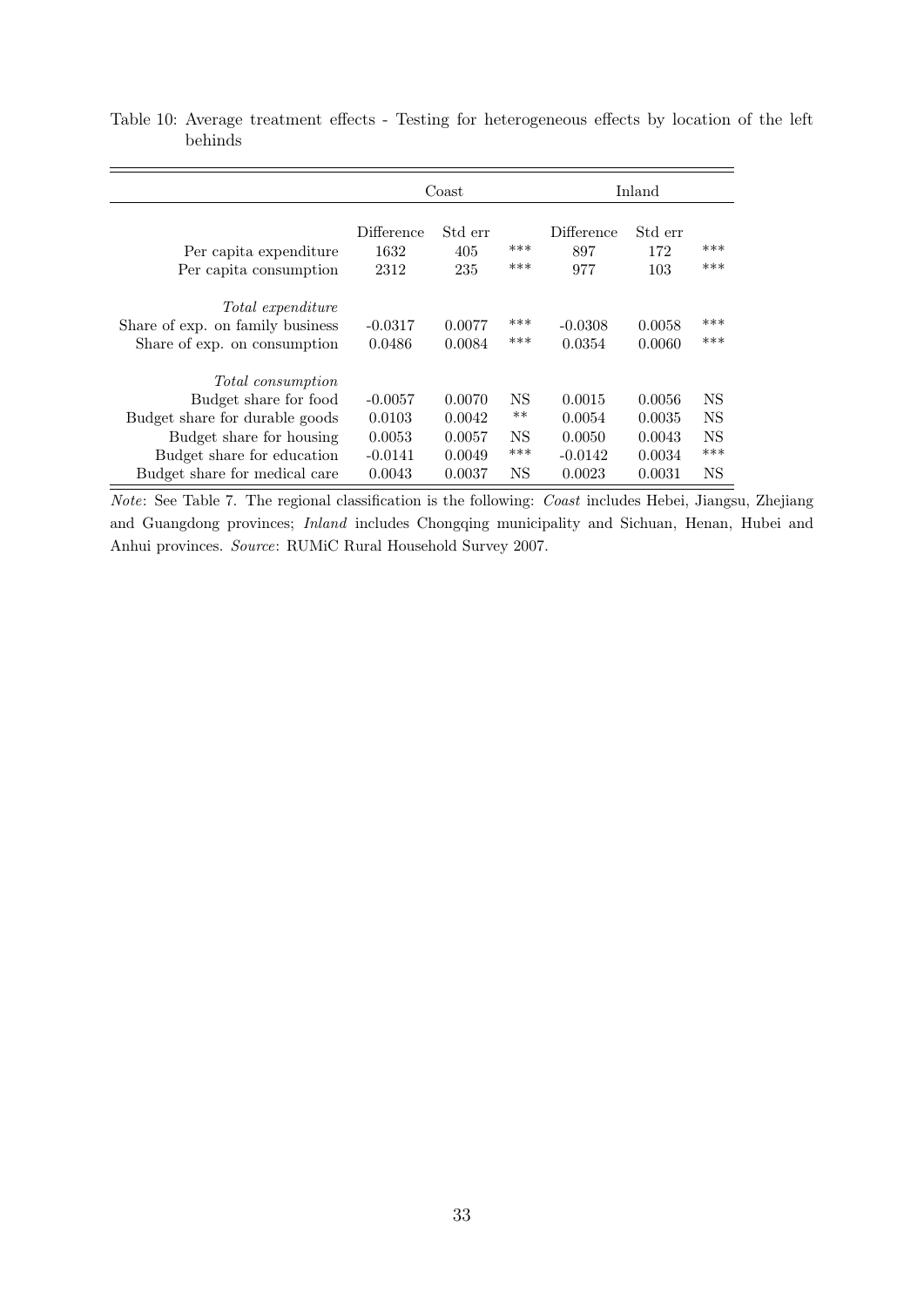Table 10: Average treatment effects - Testing for heterogeneous effects by location of the left behinds

| | Coast | | | Inland | | |
|---|---|---|---|---|---|---|
| | Difference | Std err | | Difference | Std err | |
| Per capita expenditure | 1632 | 405 | *** | 897 | 172 | *** |
| Per capita consumption | 2312 | 235 | *** | 977 | 103 | *** |
| *Total expenditure* | | | | | | |
| Share of exp. on family business | -0.0317 | 0.0077 | *** | -0.0308 | 0.0058 | *** |
| Share of exp. on consumption | 0.0486 | 0.0084 | *** | 0.0354 | 0.0060 | *** |
| *Total consumption* | | | | | | |
| Budget share for food | -0.0057 | 0.0070 | NS | 0.0015 | 0.0056 | NS |
| Budget share for durable goods | 0.0103 | 0.0042 | ** | 0.0054 | 0.0035 | NS |
| Budget share for housing | 0.0053 | 0.0057 | NS | 0.0050 | 0.0043 | NS |
| Budget share for education | -0.0141 | 0.0049 | *** | -0.0142 | 0.0034 | *** |
| Budget share for medical care | 0.0043 | 0.0037 | NS | 0.0023 | 0.0031 | NS |

*Note*: See Table 7. The regional classification is the following: *Coast* includes Hebei, Jiangsu, Zhejiang and Guangdong provinces; *Inland* includes Chongqing municipality and Sichuan, Henan, Hubei and Anhui provinces. *Source*: RUMiC Rural Household Survey 2007.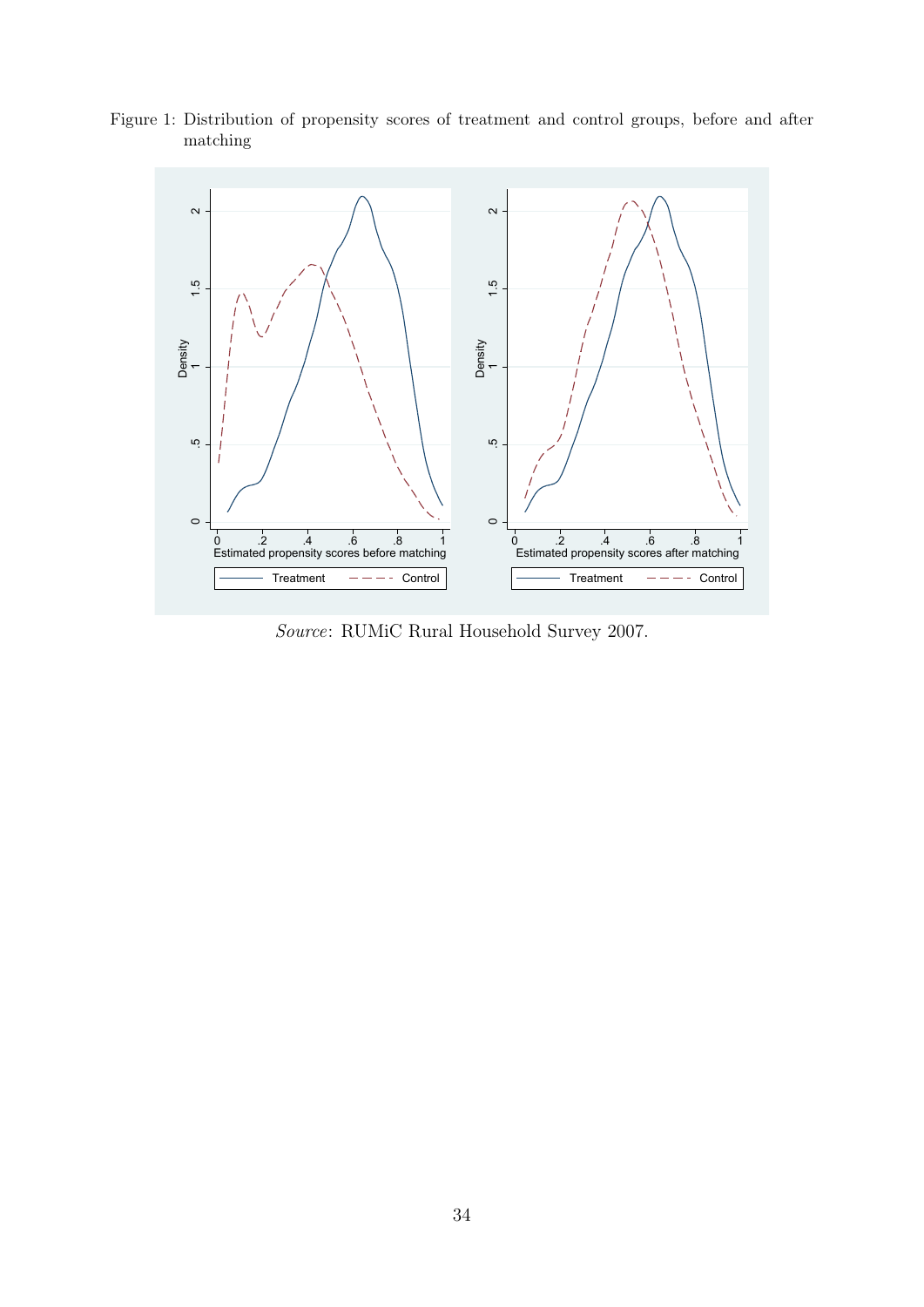Figure 1: Distribution of propensity scores of treatment and control groups, before and after matching

Density

0
.5
1
1.5
2

0
.2
.4
.6
.8
1

Estimated propensity scores before matching

Treatment
Control

Density

0
.5
1
1.5
2

0
.2
.4
.6
.8
1

Estimated propensity scores after matching

Treatment
Control

*Source*: RUMiC Rural Household Survey 2007.